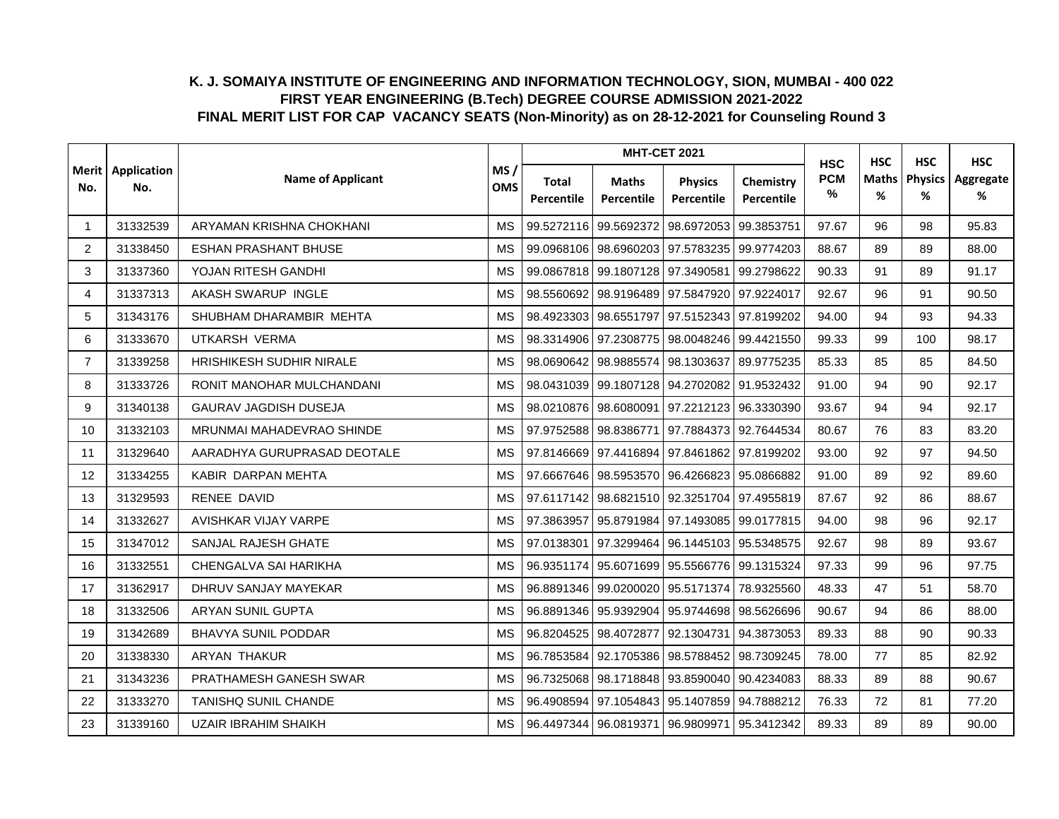# K. J. SOMAIYA INSTITUTE OF ENGINEERING AND INFORMATION TECHNOLOGY, SION, MUMBAI - 400 022

## FIRST YEAR ENGINEERING (B.Tech) DEGREE COURSE ADMISSION 2021-2022

## FINAL MERIT LIST FOR CAP VACANCY SEATS (Non-Minority) as on 28-12-2021 for Counseling Round 3

| Merit No. | Application No. | Name of Applicant | MS / OMS | MHT-CET 2021 | | | | HSC PCM % | HSC Maths % | HSC Physics % | HSC Aggregate % |
|---|---|---|---|---|---|---|---|---|---|---|---|
| | | | | Total Percentile | Maths Percentile | Physics Percentile | Chemistry Percentile | | | | |
| 1 | 31332539 | ARYAMAN KRISHNA CHOKHANI | MS | 99.5272116 | 99.5692372 | 98.6972053 | 99.3853751 | 97.67 | 96 | 98 | 95.83 |
| 2 | 31338450 | ESHAN PRASHANT BHUSE | MS | 99.0968106 | 98.6960203 | 97.5783235 | 99.9774203 | 88.67 | 89 | 89 | 88.00 |
| 3 | 31337360 | YOJAN RITESH GANDHI | MS | 99.0867818 | 99.1807128 | 97.3490581 | 99.2798622 | 90.33 | 91 | 89 | 91.17 |
| 4 | 31337313 | AKASH SWARUP INGLE | MS | 98.5560692 | 98.9196489 | 97.5847920 | 97.9224017 | 92.67 | 96 | 91 | 90.50 |
| 5 | 31343176 | SHUBHAM DHARAMBIR MEHTA | MS | 98.4923303 | 98.6551797 | 97.5152343 | 97.8199202 | 94.00 | 94 | 93 | 94.33 |
| 6 | 31333670 | UTKARSH VERMA | MS | 98.3314906 | 97.2308775 | 98.0048246 | 99.4421550 | 99.33 | 99 | 100 | 98.17 |
| 7 | 31339258 | HRISHIKESH SUDHIR NIRALE | MS | 98.0690642 | 98.9885574 | 98.1303637 | 89.9775235 | 85.33 | 85 | 85 | 84.50 |
| 8 | 31333726 | RONIT MANOHAR MULCHANDANI | MS | 98.0431039 | 99.1807128 | 94.2702082 | 91.9532432 | 91.00 | 94 | 90 | 92.17 |
| 9 | 31340138 | GAURAV JAGDISH DUSEJA | MS | 98.0210876 | 98.6080091 | 97.2212123 | 96.3330390 | 93.67 | 94 | 94 | 92.17 |
| 10 | 31332103 | MRUNMAI MAHADEVRAO SHINDE | MS | 97.9752588 | 98.8386771 | 97.7884373 | 92.7644534 | 80.67 | 76 | 83 | 83.20 |
| 11 | 31329640 | AARADHYA GURUPRASAD DEOTALE | MS | 97.8146669 | 97.4416894 | 97.8461862 | 97.8199202 | 93.00 | 92 | 97 | 94.50 |
| 12 | 31334255 | KABIR DARPAN MEHTA | MS | 97.6667646 | 98.5953570 | 96.4266823 | 95.0866882 | 91.00 | 89 | 92 | 89.60 |
| 13 | 31329593 | RENEE DAVID | MS | 97.6117142 | 98.6821510 | 92.3251704 | 97.4955819 | 87.67 | 92 | 86 | 88.67 |
| 14 | 31332627 | AVISHKAR VIJAY VARPE | MS | 97.3863957 | 95.8791984 | 97.1493085 | 99.0177815 | 94.00 | 98 | 96 | 92.17 |
| 15 | 31347012 | SANJAL RAJESH GHATE | MS | 97.0138301 | 97.3299464 | 96.1445103 | 95.5348575 | 92.67 | 98 | 89 | 93.67 |
| 16 | 31332551 | CHENGALVA SAI HARIKHA | MS | 96.9351174 | 95.6071699 | 95.5566776 | 99.1315324 | 97.33 | 99 | 96 | 97.75 |
| 17 | 31362917 | DHRUV SANJAY MAYEKAR | MS | 96.8891346 | 99.0200020 | 95.5171374 | 78.9325560 | 48.33 | 47 | 51 | 58.70 |
| 18 | 31332506 | ARYAN SUNIL GUPTA | MS | 96.8891346 | 95.9392904 | 95.9744698 | 98.5626696 | 90.67 | 94 | 86 | 88.00 |
| 19 | 31342689 | BHAVYA SUNIL PODDAR | MS | 96.8204525 | 98.4072877 | 92.1304731 | 94.3873053 | 89.33 | 88 | 90 | 90.33 |
| 20 | 31338330 | ARYAN THAKUR | MS | 96.7853584 | 92.1705386 | 98.5788452 | 98.7309245 | 78.00 | 77 | 85 | 82.92 |
| 21 | 31343236 | PRATHAMESH GANESH SWAR | MS | 96.7325068 | 98.1718848 | 93.8590040 | 90.4234083 | 88.33 | 89 | 88 | 90.67 |
| 22 | 31333270 | TANISHQ SUNIL CHANDE | MS | 96.4908594 | 97.1054843 | 95.1407859 | 94.7888212 | 76.33 | 72 | 81 | 77.20 |
| 23 | 31339160 | UZAIR IBRAHIM SHAIKH | MS | 96.4497344 | 96.0819371 | 96.9809971 | 95.3412342 | 89.33 | 89 | 89 | 90.00 |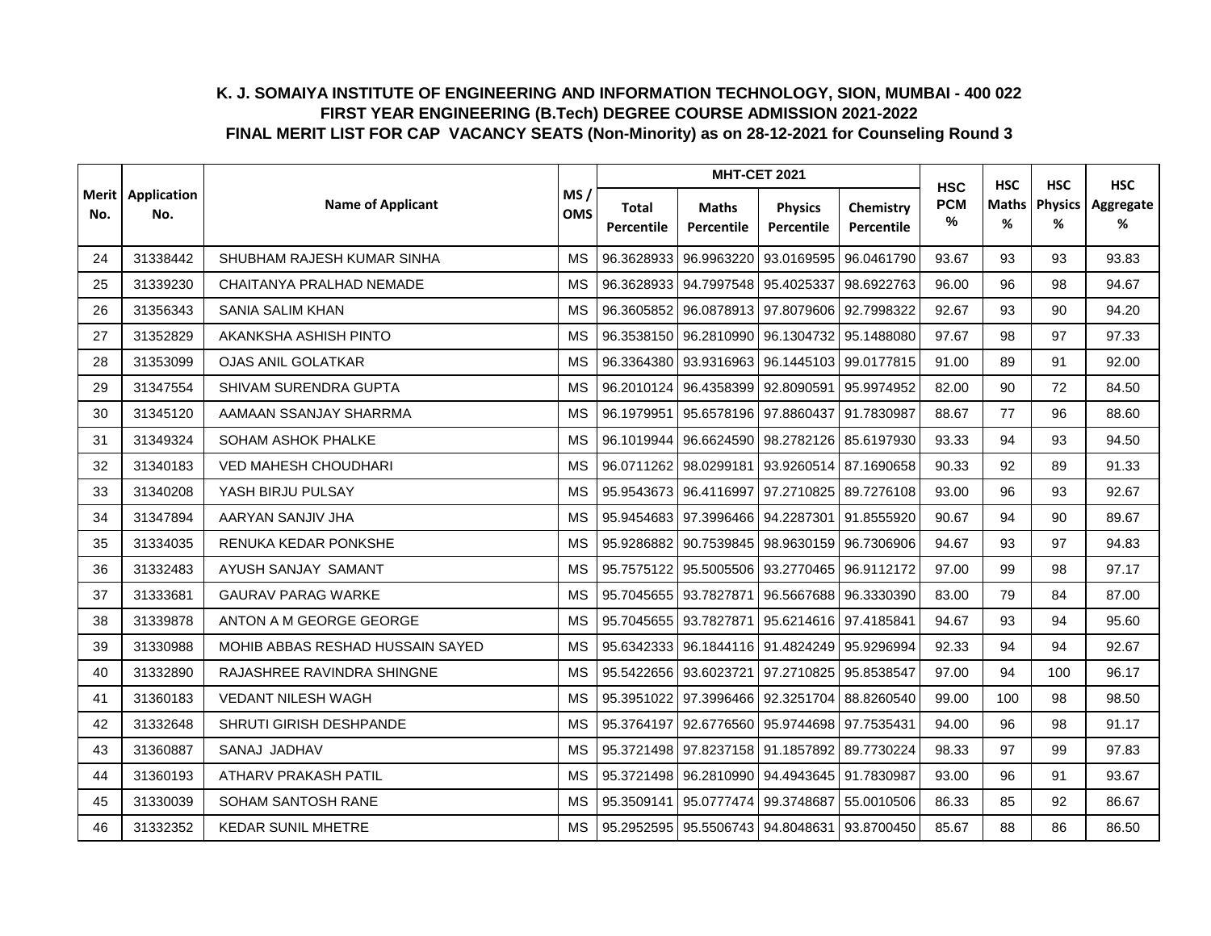# K. J. SOMAIYA INSTITUTE OF ENGINEERING AND INFORMATION TECHNOLOGY, SION, MUMBAI - 400 022

## FIRST YEAR ENGINEERING (B.Tech) DEGREE COURSE ADMISSION 2021-2022

## FINAL MERIT LIST FOR CAP VACANCY SEATS (Non-Minority) as on 28-12-2021 for Counseling Round 3

| Merit No. | Application No. | Name of Applicant | MS / OMS | MHT-CET 2021 | | | | HSC PCM % | HSC Maths % | HSC Physics % | HSC Aggregate % |
|---|---|---|---|---|---|---|---|---|---|---|---|
| | | | | Total Percentile | Maths Percentile | Physics Percentile | Chemistry Percentile | | | | |
| 24 | 31338442 | SHUBHAM RAJESH KUMAR SINHA | MS | 96.3628933 | 96.9963220 | 93.0169595 | 96.0461790 | 93.67 | 93 | 93 | 93.83 |
| 25 | 31339230 | CHAITANYA PRALHAD NEMADE | MS | 96.3628933 | 94.7997548 | 95.4025337 | 98.6922763 | 96.00 | 96 | 98 | 94.67 |
| 26 | 31356343 | SANIA SALIM KHAN | MS | 96.3605852 | 96.0878913 | 97.8079606 | 92.7998322 | 92.67 | 93 | 90 | 94.20 |
| 27 | 31352829 | AKANKSHA ASHISH PINTO | MS | 96.3538150 | 96.2810990 | 96.1304732 | 95.1488080 | 97.67 | 98 | 97 | 97.33 |
| 28 | 31353099 | OJAS ANIL GOLATKAR | MS | 96.3364380 | 93.9316963 | 96.1445103 | 99.0177815 | 91.00 | 89 | 91 | 92.00 |
| 29 | 31347554 | SHIVAM SURENDRA GUPTA | MS | 96.2010124 | 96.4358399 | 92.8090591 | 95.9974952 | 82.00 | 90 | 72 | 84.50 |
| 30 | 31345120 | AAMAAN SSANJAY SHARRMA | MS | 96.1979951 | 95.6578196 | 97.8860437 | 91.7830987 | 88.67 | 77 | 96 | 88.60 |
| 31 | 31349324 | SOHAM ASHOK PHALKE | MS | 96.1019944 | 96.6624590 | 98.2782126 | 85.6197930 | 93.33 | 94 | 93 | 94.50 |
| 32 | 31340183 | VED MAHESH CHOUDHARI | MS | 96.0711262 | 98.0299181 | 93.9260514 | 87.1690658 | 90.33 | 92 | 89 | 91.33 |
| 33 | 31340208 | YASH BIRJU PULSAY | MS | 95.9543673 | 96.4116997 | 97.2710825 | 89.7276108 | 93.00 | 96 | 93 | 92.67 |
| 34 | 31347894 | AARYAN SANJIV JHA | MS | 95.9454683 | 97.3996466 | 94.2287301 | 91.8555920 | 90.67 | 94 | 90 | 89.67 |
| 35 | 31334035 | RENUKA KEDAR PONKSHE | MS | 95.9286882 | 90.7539845 | 98.9630159 | 96.7306906 | 94.67 | 93 | 97 | 94.83 |
| 36 | 31332483 | AYUSH SANJAY SAMANT | MS | 95.7575122 | 95.5005506 | 93.2770465 | 96.9112172 | 97.00 | 99 | 98 | 97.17 |
| 37 | 31333681 | GAURAV PARAG WARKE | MS | 95.7045655 | 93.7827871 | 96.5667688 | 96.3330390 | 83.00 | 79 | 84 | 87.00 |
| 38 | 31339878 | ANTON A M GEORGE GEORGE | MS | 95.7045655 | 93.7827871 | 95.6214616 | 97.4185841 | 94.67 | 93 | 94 | 95.60 |
| 39 | 31330988 | MOHIB ABBAS RESHAD HUSSAIN SAYED | MS | 95.6342333 | 96.1844116 | 91.4824249 | 95.9296994 | 92.33 | 94 | 94 | 92.67 |
| 40 | 31332890 | RAJASHREE RAVINDRA SHINGNE | MS | 95.5422656 | 93.6023721 | 97.2710825 | 95.8538547 | 97.00 | 94 | 100 | 96.17 |
| 41 | 31360183 | VEDANT NILESH WAGH | MS | 95.3951022 | 97.3996466 | 92.3251704 | 88.8260540 | 99.00 | 100 | 98 | 98.50 |
| 42 | 31332648 | SHRUTI GIRISH DESHPANDE | MS | 95.3764197 | 92.6776560 | 95.9744698 | 97.7535431 | 94.00 | 96 | 98 | 91.17 |
| 43 | 31360887 | SANAJ JADHAV | MS | 95.3721498 | 97.8237158 | 91.1857892 | 89.7730224 | 98.33 | 97 | 99 | 97.83 |
| 44 | 31360193 | ATHARV PRAKASH PATIL | MS | 95.3721498 | 96.2810990 | 94.4943645 | 91.7830987 | 93.00 | 96 | 91 | 93.67 |
| 45 | 31330039 | SOHAM SANTOSH RANE | MS | 95.3509141 | 95.0777474 | 99.3748687 | 55.0010506 | 86.33 | 85 | 92 | 86.67 |
| 46 | 31332352 | KEDAR SUNIL MHETRE | MS | 95.2952595 | 95.5506743 | 94.8048631 | 93.8700450 | 85.67 | 88 | 86 | 86.50 |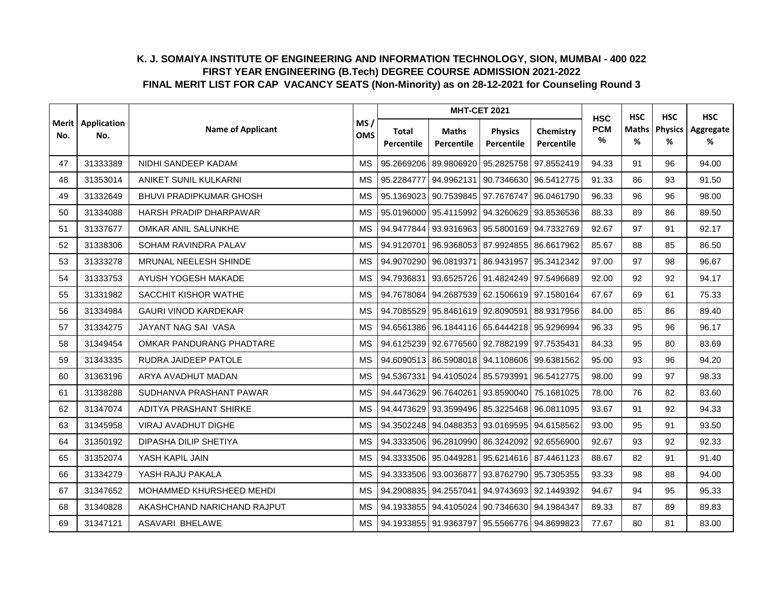**K. J. SOMAIYA INSTITUTE OF ENGINEERING AND INFORMATION TECHNOLOGY, SION, MUMBAI - 400 022**
**FIRST YEAR ENGINEERING (B.Tech) DEGREE COURSE ADMISSION 2021-2022**
**FINAL MERIT LIST FOR CAP VACANCY SEATS (Non-Minority) as on 28-12-2021 for Counseling Round 3**

| Merit No. | Application No. | Name of Applicant | MS / OMS | MHT-CET 2021 | | | | HSC PCM % | HSC Maths % | HSC Physics % | HSC Aggregate % |
|---|---|---|---|---|---|---|---|---|---|---|---|
| | | | | Total Percentile | Maths Percentile | Physics Percentile | Chemistry Percentile | | | | |
| 47 | 31333389 | NIDHI SANDEEP KADAM | MS | 95.2669206 | 89.9806920 | 95.2825758 | 97.8552419 | 94.33 | 91 | 96 | 94.00 |
| 48 | 31353014 | ANIKET SUNIL KULKARNI | MS | 95.2284777 | 94.9962131 | 90.7346630 | 96.5412775 | 91.33 | 86 | 93 | 91.50 |
| 49 | 31332649 | BHUVI PRADIPKUMAR GHOSH | MS | 95.1369023 | 90.7539845 | 97.7676747 | 96.0461790 | 96.33 | 96 | 96 | 98.00 |
| 50 | 31334088 | HARSH PRADIP DHARPAWAR | MS | 95.0196000 | 95.4115992 | 94.3260629 | 93.8536536 | 88.33 | 89 | 86 | 89.50 |
| 51 | 31337677 | OMKAR ANIL SALUNKHE | MS | 94.9477844 | 93.9316963 | 95.5800169 | 94.7332769 | 92.67 | 97 | 91 | 92.17 |
| 52 | 31338306 | SOHAM RAVINDRA PALAV | MS | 94.9120701 | 96.9368053 | 87.9924855 | 86.6617962 | 85.67 | 88 | 85 | 86.50 |
| 53 | 31333278 | MRUNAL NEELESH SHINDE | MS | 94.9070290 | 96.0819371 | 86.9431957 | 95.3412342 | 97.00 | 97 | 98 | 96.67 |
| 54 | 31333753 | AYUSH YOGESH MAKADE | MS | 94.7936831 | 93.6525726 | 91.4824249 | 97.5496689 | 92.00 | 92 | 92 | 94.17 |
| 55 | 31331982 | SACCHIT KISHOR WATHE | MS | 94.7678084 | 94.2687539 | 62.1506619 | 97.1580164 | 67.67 | 69 | 61 | 75.33 |
| 56 | 31334984 | GAURI VINOD KARDEKAR | MS | 94.7085529 | 95.8461619 | 92.8090591 | 88.9317956 | 84.00 | 85 | 86 | 89.40 |
| 57 | 31334275 | JAYANT NAG SAI VASA | MS | 94.6561386 | 96.1844116 | 65.6444218 | 95.9296994 | 96.33 | 95 | 96 | 96.17 |
| 58 | 31349454 | OMKAR PANDURANG PHADTARE | MS | 94.6125239 | 92.6776560 | 92.7882199 | 97.7535431 | 84.33 | 95 | 80 | 83.69 |
| 59 | 31343335 | RUDRA JAIDEEP PATOLE | MS | 94.6090513 | 86.5908018 | 94.1108606 | 99.6381562 | 95.00 | 93 | 96 | 94.20 |
| 60 | 31363196 | ARYA AVADHUT MADAN | MS | 94.5367331 | 94.4105024 | 85.5793991 | 96.5412775 | 98.00 | 99 | 97 | 98.33 |
| 61 | 31338288 | SUDHANVA PRASHANT PAWAR | MS | 94.4473629 | 96.7640261 | 93.8590040 | 75.1681025 | 78.00 | 76 | 82 | 83.60 |
| 62 | 31347074 | ADITYA PRASHANT SHIRKE | MS | 94.4473629 | 93.3599496 | 85.3225468 | 96.0811095 | 93.67 | 91 | 92 | 94.33 |
| 63 | 31345958 | VIRAJ AVADHUT DIGHE | MS | 94.3502248 | 94.0488353 | 93.0169595 | 94.6158562 | 93.00 | 95 | 91 | 93.50 |
| 64 | 31350192 | DIPASHA DILIP SHETIYA | MS | 94.3333506 | 96.2810990 | 86.3242092 | 92.6556900 | 92.67 | 93 | 92 | 92.33 |
| 65 | 31352074 | YASH KAPIL JAIN | MS | 94.3333506 | 95.0449281 | 95.6214616 | 87.4461123 | 88.67 | 82 | 91 | 91.40 |
| 66 | 31334279 | YASH RAJU PAKALA | MS | 94.3333506 | 93.0036877 | 93.8762790 | 95.7305355 | 93.33 | 98 | 88 | 94.00 |
| 67 | 31347652 | MOHAMMED KHURSHEED MEHDI | MS | 94.2908835 | 94.2557041 | 94.9743693 | 92.1449392 | 94.67 | 94 | 95 | 95.33 |
| 68 | 31340828 | AKASHCHAND NARICHAND RAJPUT | MS | 94.1933855 | 94.4105024 | 90.7346630 | 94.1984347 | 89.33 | 87 | 89 | 89.83 |
| 69 | 31347121 | ASAVARI BHELAWE | MS | 94.1933855 | 91.9363797 | 95.5566776 | 94.8699823 | 77.67 | 80 | 81 | 83.00 |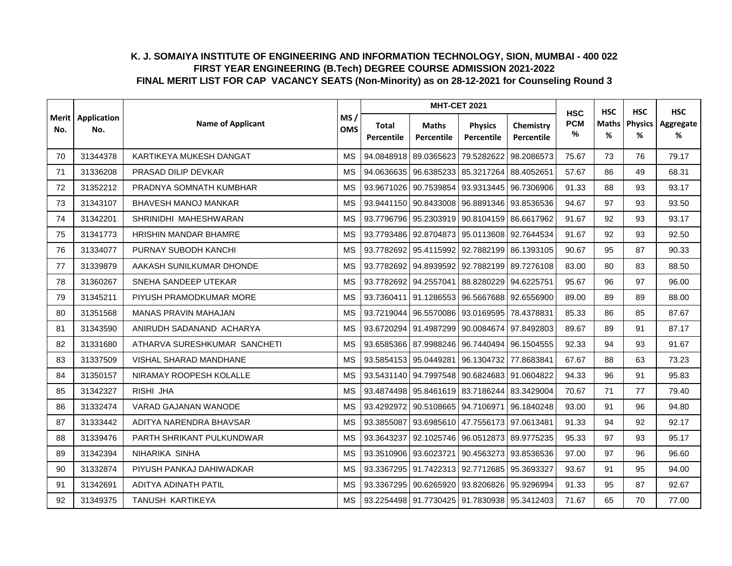# K. J. SOMAIYA INSTITUTE OF ENGINEERING AND INFORMATION TECHNOLOGY, SION, MUMBAI - 400 022

## FIRST YEAR ENGINEERING (B.Tech) DEGREE COURSE ADMISSION 2021-2022

## FINAL MERIT LIST FOR CAP VACANCY SEATS (Non-Minority) as on 28-12-2021 for Counseling Round 3

| Merit No. | Application No. | Name of Applicant | MS / OMS | MHT-CET 2021 | | | | HSC PCM % | HSC Maths % | HSC Physics % | HSC Aggregate % |
|---|---|---|---|---|---|---|---|---|---|---|---|
| | | | | Total Percentile | Maths Percentile | Physics Percentile | Chemistry Percentile | | | | |
| 70 | 31344378 | KARTIKEYA MUKESH DANGAT | MS | 94.0848918 | 89.0365623 | 79.5282622 | 98.2086573 | 75.67 | 73 | 76 | 79.17 |
| 71 | 31336208 | PRASAD DILIP DEVKAR | MS | 94.0636635 | 96.6385233 | 85.3217264 | 88.4052651 | 57.67 | 86 | 49 | 68.31 |
| 72 | 31352212 | PRADNYA SOMNATH KUMBHAR | MS | 93.9671026 | 90.7539854 | 93.9313445 | 96.7306906 | 91.33 | 88 | 93 | 93.17 |
| 73 | 31343107 | BHAVESH MANOJ MANKAR | MS | 93.9441150 | 90.8433008 | 96.8891346 | 93.8536536 | 94.67 | 97 | 93 | 93.50 |
| 74 | 31342201 | SHRINIDHI MAHESHWARAN | MS | 93.7796796 | 95.2303919 | 90.8104159 | 86.6617962 | 91.67 | 92 | 93 | 93.17 |
| 75 | 31341773 | HRISHIN MANDAR BHAMRE | MS | 93.7793486 | 92.8704873 | 95.0113608 | 92.7644534 | 91.67 | 92 | 93 | 92.50 |
| 76 | 31334077 | PURNAY SUBODH KANCHI | MS | 93.7782692 | 95.4115992 | 92.7882199 | 86.1393105 | 90.67 | 95 | 87 | 90.33 |
| 77 | 31339879 | AAKASH SUNILKUMAR DHONDE | MS | 93.7782692 | 94.8939592 | 92.7882199 | 89.7276108 | 83.00 | 80 | 83 | 88.50 |
| 78 | 31360267 | SNEHA SANDEEP UTEKAR | MS | 93.7782692 | 94.2557041 | 88.8280229 | 94.6225751 | 95.67 | 96 | 97 | 96.00 |
| 79 | 31345211 | PIYUSH PRAMODKUMAR MORE | MS | 93.7360411 | 91.1286553 | 96.5667688 | 92.6556900 | 89.00 | 89 | 89 | 88.00 |
| 80 | 31351568 | MANAS PRAVIN MAHAJAN | MS | 93.7219044 | 96.5570086 | 93.0169595 | 78.4378831 | 85.33 | 86 | 85 | 87.67 |
| 81 | 31343590 | ANIRUDH SADANAND ACHARYA | MS | 93.6720294 | 91.4987299 | 90.0084674 | 97.8492803 | 89.67 | 89 | 91 | 87.17 |
| 82 | 31331680 | ATHARVA SURESHKUMAR SANCHETI | MS | 93.6585366 | 87.9988246 | 96.7440494 | 96.1504555 | 92.33 | 94 | 93 | 91.67 |
| 83 | 31337509 | VISHAL SHARAD MANDHANE | MS | 93.5854153 | 95.0449281 | 96.1304732 | 77.8683841 | 67.67 | 88 | 63 | 73.23 |
| 84 | 31350157 | NIRAMAY ROOPESH KOLALLE | MS | 93.5431140 | 94.7997548 | 90.6824683 | 91.0604822 | 94.33 | 96 | 91 | 95.83 |
| 85 | 31342327 | RISHI JHA | MS | 93.4874498 | 95.8461619 | 83.7186244 | 83.3429004 | 70.67 | 71 | 77 | 79.40 |
| 86 | 31332474 | VARAD GAJANAN WANODE | MS | 93.4292972 | 90.5108665 | 94.7106971 | 96.1840248 | 93.00 | 91 | 96 | 94.80 |
| 87 | 31333442 | ADITYA NARENDRA BHAVSAR | MS | 93.3855087 | 93.6985610 | 47.7556173 | 97.0613481 | 91.33 | 94 | 92 | 92.17 |
| 88 | 31339476 | PARTH SHRIKANT PULKUNDWAR | MS | 93.3643237 | 92.1025746 | 96.0512873 | 89.9775235 | 95.33 | 97 | 93 | 95.17 |
| 89 | 31342394 | NIHARIKA SINHA | MS | 93.3510906 | 93.6023721 | 90.4563273 | 93.8536536 | 97.00 | 97 | 96 | 96.60 |
| 90 | 31332874 | PIYUSH PANKAJ DAHIWADKAR | MS | 93.3367295 | 91.7422313 | 92.7712685 | 95.3693327 | 93.67 | 91 | 95 | 94.00 |
| 91 | 31342691 | ADITYA ADINATH PATIL | MS | 93.3367295 | 90.6265920 | 93.8206826 | 95.9296994 | 91.33 | 95 | 87 | 92.67 |
| 92 | 31349375 | TANUSH KARTIKEYA | MS | 93.2254498 | 91.7730425 | 91.7830938 | 95.3412403 | 71.67 | 65 | 70 | 77.00 |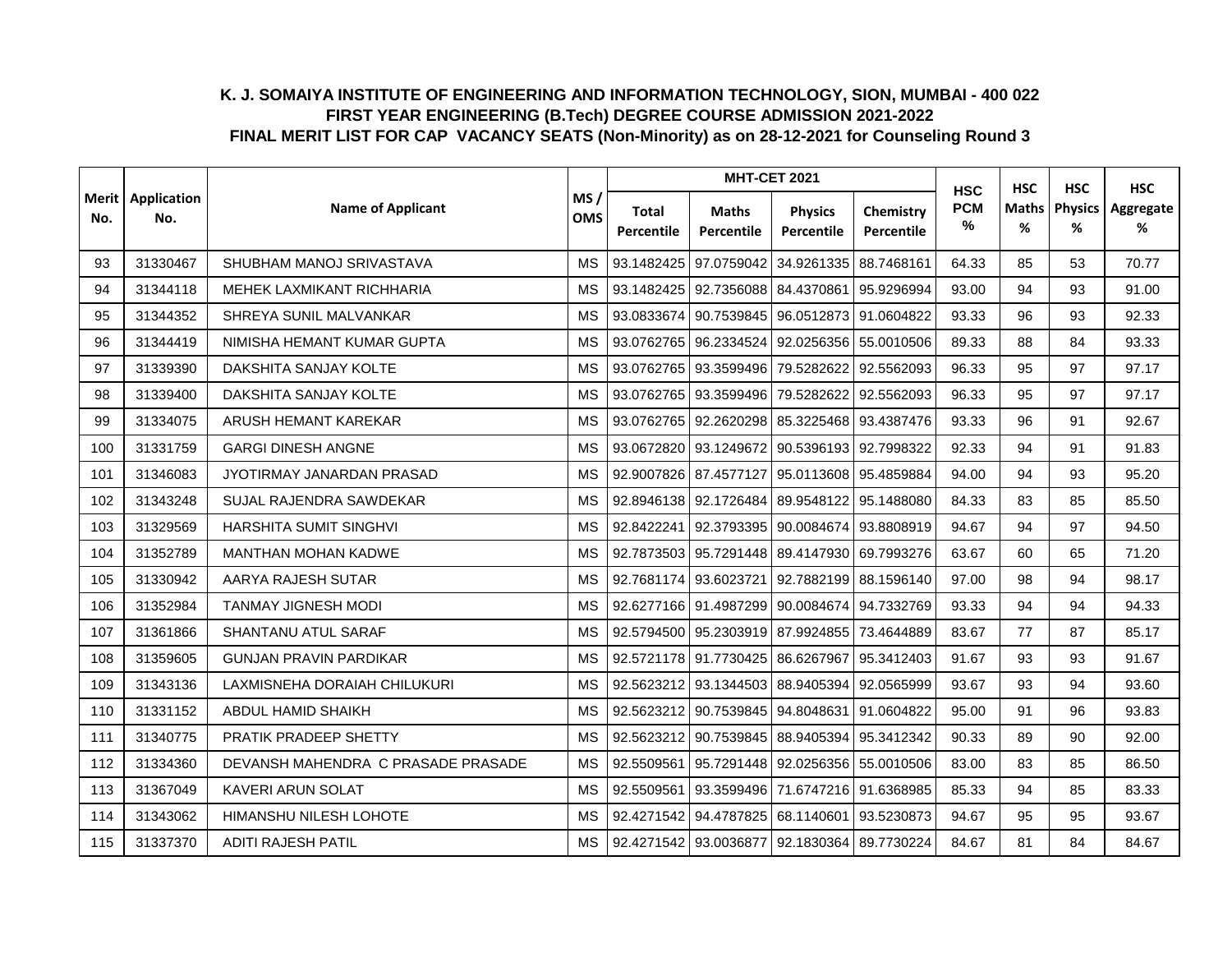# K. J. SOMAIYA INSTITUTE OF ENGINEERING AND INFORMATION TECHNOLOGY, SION, MUMBAI - 400 022
## FIRST YEAR ENGINEERING (B.Tech) DEGREE COURSE ADMISSION 2021-2022
## FINAL MERIT LIST FOR CAP VACANCY SEATS (Non-Minority) as on 28-12-2021 for Counseling Round 3

| Merit No. | Application No. | Name of Applicant | MS / OMS | MHT-CET 2021 | | | | HSC PCM % | HSC Maths % | HSC Physics % | HSC Aggregate % |
|---|---|---|---|---|---|---|---|---|---|---|---|
| | | | | Total Percentile | Maths Percentile | Physics Percentile | Chemistry Percentile | | | | |
| 93 | 31330467 | SHUBHAM MANOJ SRIVASTAVA | MS | 93.1482425 | 97.0759042 | 34.9261335 | 88.7468161 | 64.33 | 85 | 53 | 70.77 |
| 94 | 31344118 | MEHEK LAXMIKANT RICHHARIA | MS | 93.1482425 | 92.7356088 | 84.4370861 | 95.9296994 | 93.00 | 94 | 93 | 91.00 |
| 95 | 31344352 | SHREYA SUNIL MALVANKAR | MS | 93.0833674 | 90.7539845 | 96.0512873 | 91.0604822 | 93.33 | 96 | 93 | 92.33 |
| 96 | 31344419 | NIMISHA HEMANT KUMAR GUPTA | MS | 93.0762765 | 96.2334524 | 92.0256356 | 55.0010506 | 89.33 | 88 | 84 | 93.33 |
| 97 | 31339390 | DAKSHITA SANJAY KOLTE | MS | 93.0762765 | 93.3599496 | 79.5282622 | 92.5562093 | 96.33 | 95 | 97 | 97.17 |
| 98 | 31339400 | DAKSHITA SANJAY KOLTE | MS | 93.0762765 | 93.3599496 | 79.5282622 | 92.5562093 | 96.33 | 95 | 97 | 97.17 |
| 99 | 31334075 | ARUSH HEMANT KAREKAR | MS | 93.0762765 | 92.2620298 | 85.3225468 | 93.4387476 | 93.33 | 96 | 91 | 92.67 |
| 100 | 31331759 | GARGI DINESH ANGNE | MS | 93.0672820 | 93.1249672 | 90.5396193 | 92.7998322 | 92.33 | 94 | 91 | 91.83 |
| 101 | 31346083 | JYOTIRMAY JANARDAN PRASAD | MS | 92.9007826 | 87.4577127 | 95.0113608 | 95.4859884 | 94.00 | 94 | 93 | 95.20 |
| 102 | 31343248 | SUJAL RAJENDRA SAWDEKAR | MS | 92.8946138 | 92.1726484 | 89.9548122 | 95.1488080 | 84.33 | 83 | 85 | 85.50 |
| 103 | 31329569 | HARSHITA SUMIT SINGHVI | MS | 92.8422241 | 92.3793395 | 90.0084674 | 93.8808919 | 94.67 | 94 | 97 | 94.50 |
| 104 | 31352789 | MANTHAN MOHAN KADWE | MS | 92.7873503 | 95.7291448 | 89.4147930 | 69.7993276 | 63.67 | 60 | 65 | 71.20 |
| 105 | 31330942 | AARYA RAJESH SUTAR | MS | 92.7681174 | 93.6023721 | 92.7882199 | 88.1596140 | 97.00 | 98 | 94 | 98.17 |
| 106 | 31352984 | TANMAY JIGNESH MODI | MS | 92.6277166 | 91.4987299 | 90.0084674 | 94.7332769 | 93.33 | 94 | 94 | 94.33 |
| 107 | 31361866 | SHANTANU ATUL SARAF | MS | 92.5794500 | 95.2303919 | 87.9924855 | 73.4644889 | 83.67 | 77 | 87 | 85.17 |
| 108 | 31359605 | GUNJAN PRAVIN PARDIKAR | MS | 92.5721178 | 91.7730425 | 86.6267967 | 95.3412403 | 91.67 | 93 | 93 | 91.67 |
| 109 | 31343136 | LAXMISNEHA DORAIAH CHILUKURI | MS | 92.5623212 | 93.1344503 | 88.9405394 | 92.0565999 | 93.67 | 93 | 94 | 93.60 |
| 110 | 31331152 | ABDUL HAMID SHAIKH | MS | 92.5623212 | 90.7539845 | 94.8048631 | 91.0604822 | 95.00 | 91 | 96 | 93.83 |
| 111 | 31340775 | PRATIK PRADEEP SHETTY | MS | 92.5623212 | 90.7539845 | 88.9405394 | 95.3412342 | 90.33 | 89 | 90 | 92.00 |
| 112 | 31334360 | DEVANSH MAHENDRA C PRASADE PRASADE | MS | 92.5509561 | 95.7291448 | 92.0256356 | 55.0010506 | 83.00 | 83 | 85 | 86.50 |
| 113 | 31367049 | KAVERI ARUN SOLAT | MS | 92.5509561 | 93.3599496 | 71.6747216 | 91.6368985 | 85.33 | 94 | 85 | 83.33 |
| 114 | 31343062 | HIMANSHU NILESH LOHOTE | MS | 92.4271542 | 94.4787825 | 68.1140601 | 93.5230873 | 94.67 | 95 | 95 | 93.67 |
| 115 | 31337370 | ADITI RAJESH PATIL | MS | 92.4271542 | 93.0036877 | 92.1830364 | 89.7730224 | 84.67 | 81 | 84 | 84.67 |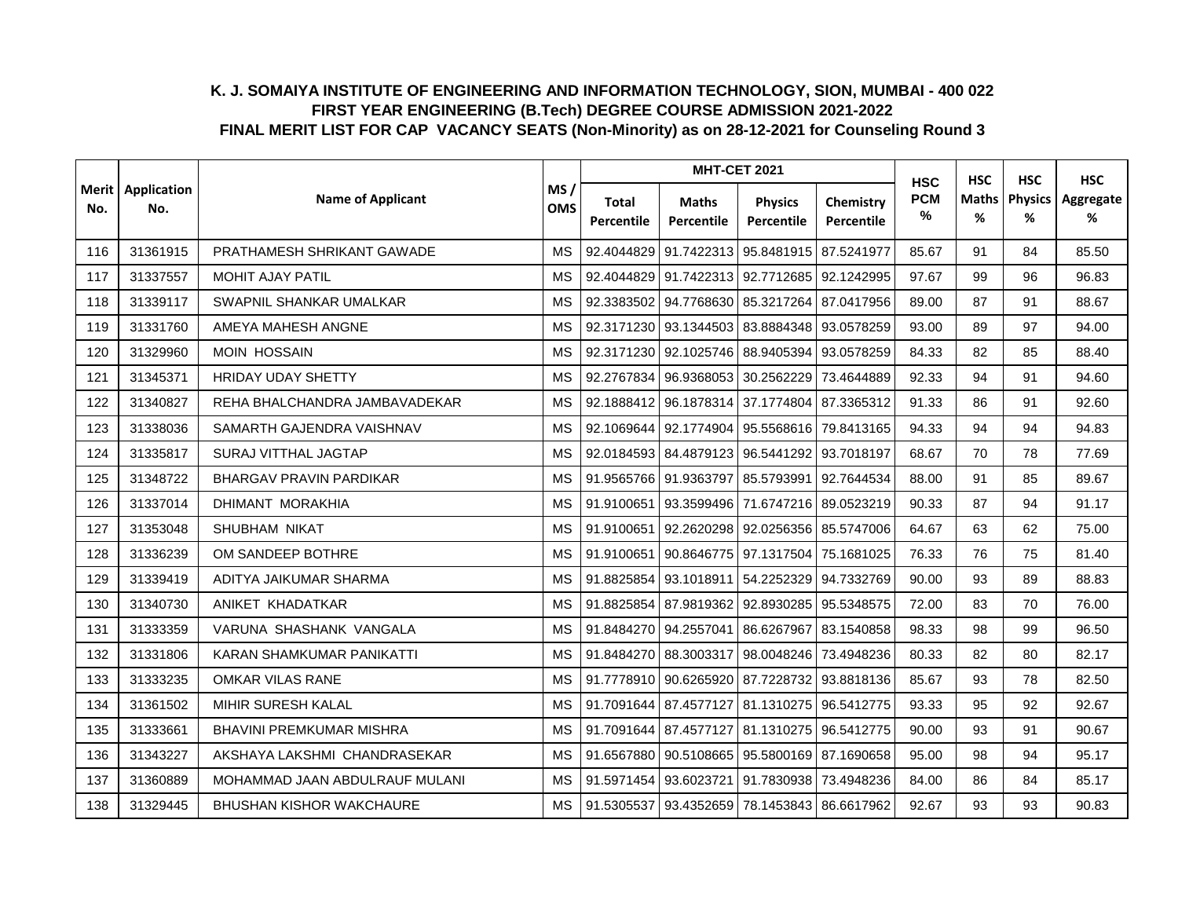# K. J. SOMAIYA INSTITUTE OF ENGINEERING AND INFORMATION TECHNOLOGY, SION, MUMBAI - 400 022

## FIRST YEAR ENGINEERING (B.Tech) DEGREE COURSE ADMISSION 2021-2022

### FINAL MERIT LIST FOR CAP VACANCY SEATS (Non-Minority) as on 28-12-2021 for Counseling Round 3

| Merit No. | Application No. | Name of Applicant | MS / OMS | MHT-CET 2021 | | | | HSC PCM % | HSC Maths % | HSC Physics % | HSC Aggregate % |
|---|---|---|---|---|---|---|---|---|---|---|---|
| | | | | Total Percentile | Maths Percentile | Physics Percentile | Chemistry Percentile | | | | |
| 116 | 31361915 | PRATHAMESH SHRIKANT GAWADE | MS | 92.4044829 | 91.7422313 | 95.8481915 | 87.5241977 | 85.67 | 91 | 84 | 85.50 |
| 117 | 31337557 | MOHIT AJAY PATIL | MS | 92.4044829 | 91.7422313 | 92.7712685 | 92.1242995 | 97.67 | 99 | 96 | 96.83 |
| 118 | 31339117 | SWAPNIL SHANKAR UMALKAR | MS | 92.3383502 | 94.7768630 | 85.3217264 | 87.0417956 | 89.00 | 87 | 91 | 88.67 |
| 119 | 31331760 | AMEYA MAHESH ANGNE | MS | 92.3171230 | 93.1344503 | 83.8884348 | 93.0578259 | 93.00 | 89 | 97 | 94.00 |
| 120 | 31329960 | MOIN HOSSAIN | MS | 92.3171230 | 92.1025746 | 88.9405394 | 93.0578259 | 84.33 | 82 | 85 | 88.40 |
| 121 | 31345371 | HRIDAY UDAY SHETTY | MS | 92.2767834 | 96.9368053 | 30.2562229 | 73.4644889 | 92.33 | 94 | 91 | 94.60 |
| 122 | 31340827 | REHA BHALCHANDRA JAMBAVADEKAR | MS | 92.1888412 | 96.1878314 | 37.1774804 | 87.3365312 | 91.33 | 86 | 91 | 92.60 |
| 123 | 31338036 | SAMARTH GAJENDRA VAISHNAV | MS | 92.1069644 | 92.1774904 | 95.5568616 | 79.8413165 | 94.33 | 94 | 94 | 94.83 |
| 124 | 31335817 | SURAJ VITTHAL JAGTAP | MS | 92.0184593 | 84.4879123 | 96.5441292 | 93.7018197 | 68.67 | 70 | 78 | 77.69 |
| 125 | 31348722 | BHARGAV PRAVIN PARDIKAR | MS | 91.9565766 | 91.9363797 | 85.5793991 | 92.7644534 | 88.00 | 91 | 85 | 89.67 |
| 126 | 31337014 | DHIMANT MORAKHIA | MS | 91.9100651 | 93.3599496 | 71.6747216 | 89.0523219 | 90.33 | 87 | 94 | 91.17 |
| 127 | 31353048 | SHUBHAM NIKAT | MS | 91.9100651 | 92.2620298 | 92.0256356 | 85.5747006 | 64.67 | 63 | 62 | 75.00 |
| 128 | 31336239 | OM SANDEEP BOTHRE | MS | 91.9100651 | 90.8646775 | 97.1317504 | 75.1681025 | 76.33 | 76 | 75 | 81.40 |
| 129 | 31339419 | ADITYA JAIKUMAR SHARMA | MS | 91.8825854 | 93.1018911 | 54.2252329 | 94.7332769 | 90.00 | 93 | 89 | 88.83 |
| 130 | 31340730 | ANIKET KHADATKAR | MS | 91.8825854 | 87.9819362 | 92.8930285 | 95.5348575 | 72.00 | 83 | 70 | 76.00 |
| 131 | 31333359 | VARUNA SHASHANK VANGALA | MS | 91.8484270 | 94.2557041 | 86.6267967 | 83.1540858 | 98.33 | 98 | 99 | 96.50 |
| 132 | 31331806 | KARAN SHAMKUMAR PANIKATTI | MS | 91.8484270 | 88.3003317 | 98.0048246 | 73.4948236 | 80.33 | 82 | 80 | 82.17 |
| 133 | 31333235 | OMKAR VILAS RANE | MS | 91.7778910 | 90.6265920 | 87.7228732 | 93.8818136 | 85.67 | 93 | 78 | 82.50 |
| 134 | 31361502 | MIHIR SURESH KALAL | MS | 91.7091644 | 87.4577127 | 81.1310275 | 96.5412775 | 93.33 | 95 | 92 | 92.67 |
| 135 | 31333661 | BHAVINI PREMKUMAR MISHRA | MS | 91.7091644 | 87.4577127 | 81.1310275 | 96.5412775 | 90.00 | 93 | 91 | 90.67 |
| 136 | 31343227 | AKSHAYA LAKSHMI CHANDRASEKAR | MS | 91.6567880 | 90.5108665 | 95.5800169 | 87.1690658 | 95.00 | 98 | 94 | 95.17 |
| 137 | 31360889 | MOHAMMAD JAAN ABDULRAUF MULANI | MS | 91.5971454 | 93.6023721 | 91.7830938 | 73.4948236 | 84.00 | 86 | 84 | 85.17 |
| 138 | 31329445 | BHUSHAN KISHOR WAKCHAURE | MS | 91.5305537 | 93.4352659 | 78.1453843 | 86.6617962 | 92.67 | 93 | 93 | 90.83 |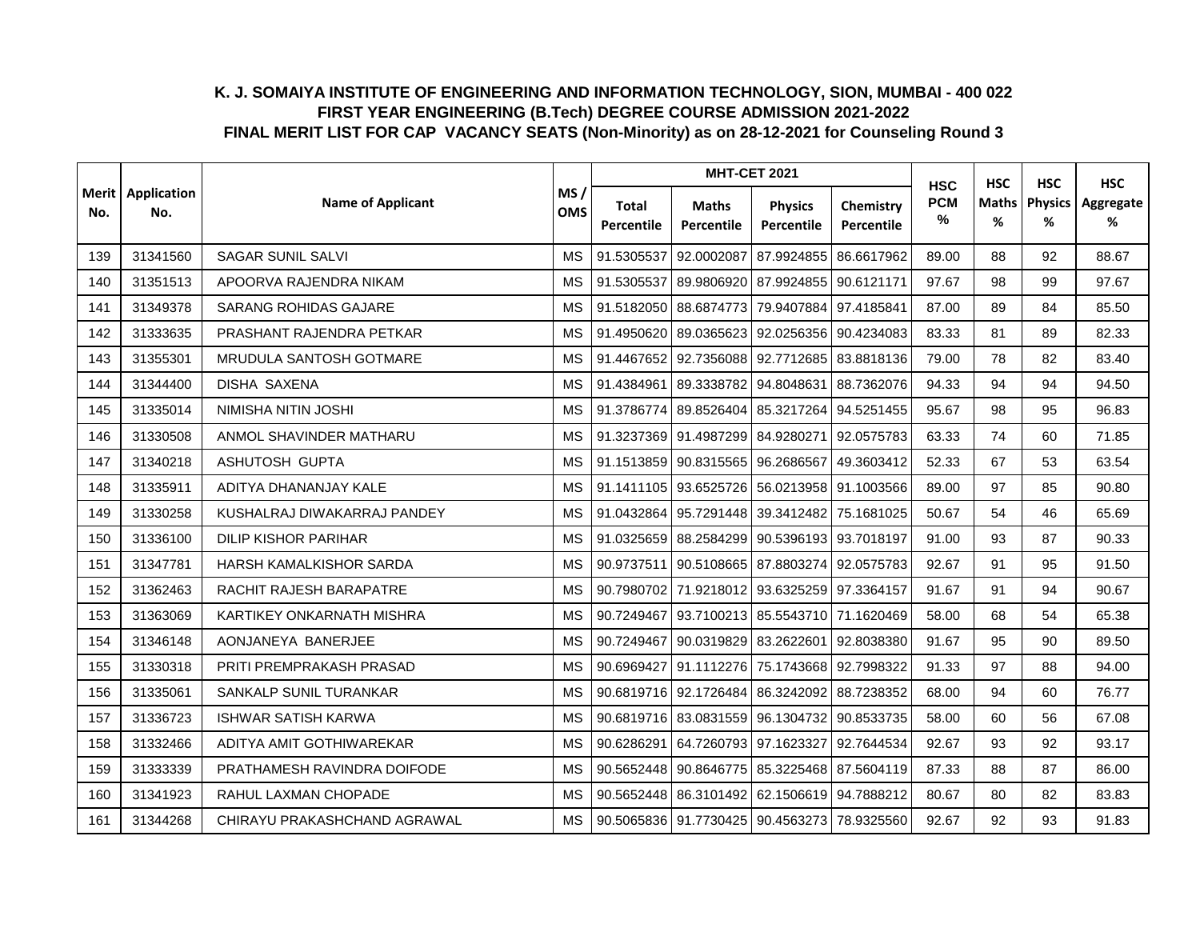# K. J. SOMAIYA INSTITUTE OF ENGINEERING AND INFORMATION TECHNOLOGY, SION, MUMBAI - 400 022

## FIRST YEAR ENGINEERING (B.Tech) DEGREE COURSE ADMISSION 2021-2022

## FINAL MERIT LIST FOR CAP VACANCY SEATS (Non-Minority) as on 28-12-2021 for Counseling Round 3

| Merit No. | Application No. | Name of Applicant | MS / OMS | MHT-CET 2021 | | | | HSC PCM % | HSC Maths % | HSC Physics % | HSC Aggregate % |
|---|---|---|---|---|---|---|---|---|---|---|---|
| | | | | Total Percentile | Maths Percentile | Physics Percentile | Chemistry Percentile | | | | |
| 139 | 31341560 | SAGAR SUNIL SALVI | MS | 91.5305537 | 92.0002087 | 87.9924855 | 86.6617962 | 89.00 | 88 | 92 | 88.67 |
| 140 | 31351513 | APOORVA RAJENDRA NIKAM | MS | 91.5305537 | 89.9806920 | 87.9924855 | 90.6121171 | 97.67 | 98 | 99 | 97.67 |
| 141 | 31349378 | SARANG ROHIDAS GAJARE | MS | 91.5182050 | 88.6874773 | 79.9407884 | 97.4185841 | 87.00 | 89 | 84 | 85.50 |
| 142 | 31333635 | PRASHANT RAJENDRA PETKAR | MS | 91.4950620 | 89.0365623 | 92.0256356 | 90.4234083 | 83.33 | 81 | 89 | 82.33 |
| 143 | 31355301 | MRUDULA SANTOSH GOTMARE | MS | 91.4467652 | 92.7356088 | 92.7712685 | 83.8818136 | 79.00 | 78 | 82 | 83.40 |
| 144 | 31344400 | DISHA SAXENA | MS | 91.4384961 | 89.3338782 | 94.8048631 | 88.7362076 | 94.33 | 94 | 94 | 94.50 |
| 145 | 31335014 | NIMISHA NITIN JOSHI | MS | 91.3786774 | 89.8526404 | 85.3217264 | 94.5251455 | 95.67 | 98 | 95 | 96.83 |
| 146 | 31330508 | ANMOL SHAVINDER MATHARU | MS | 91.3237369 | 91.4987299 | 84.9280271 | 92.0575783 | 63.33 | 74 | 60 | 71.85 |
| 147 | 31340218 | ASHUTOSH GUPTA | MS | 91.1513859 | 90.8315565 | 96.2686567 | 49.3603412 | 52.33 | 67 | 53 | 63.54 |
| 148 | 31335911 | ADITYA DHANANJAY KALE | MS | 91.1411105 | 93.6525726 | 56.0213958 | 91.1003566 | 89.00 | 97 | 85 | 90.80 |
| 149 | 31330258 | KUSHALRAJ DIWAKARRAJ PANDEY | MS | 91.0432864 | 95.7291448 | 39.3412482 | 75.1681025 | 50.67 | 54 | 46 | 65.69 |
| 150 | 31336100 | DILIP KISHOR PARIHAR | MS | 91.0325659 | 88.2584299 | 90.5396193 | 93.7018197 | 91.00 | 93 | 87 | 90.33 |
| 151 | 31347781 | HARSH KAMALKISHOR SARDA | MS | 90.9737511 | 90.5108665 | 87.8803274 | 92.0575783 | 92.67 | 91 | 95 | 91.50 |
| 152 | 31362463 | RACHIT RAJESH BARAPATRE | MS | 90.7980702 | 71.9218012 | 93.6325259 | 97.3364157 | 91.67 | 91 | 94 | 90.67 |
| 153 | 31363069 | KARTIKEY ONKARNATH MISHRA | MS | 90.7249467 | 93.7100213 | 85.5543710 | 71.1620469 | 58.00 | 68 | 54 | 65.38 |
| 154 | 31346148 | AONJANEYA BANERJEE | MS | 90.7249467 | 90.0319829 | 83.2622601 | 92.8038380 | 91.67 | 95 | 90 | 89.50 |
| 155 | 31330318 | PRITI PREMPRAKASH PRASAD | MS | 90.6969427 | 91.1112276 | 75.1743668 | 92.7998322 | 91.33 | 97 | 88 | 94.00 |
| 156 | 31335061 | SANKALP SUNIL TURANKAR | MS | 90.6819716 | 92.1726484 | 86.3242092 | 88.7238352 | 68.00 | 94 | 60 | 76.77 |
| 157 | 31336723 | ISHWAR SATISH KARWA | MS | 90.6819716 | 83.0831559 | 96.1304732 | 90.8533735 | 58.00 | 60 | 56 | 67.08 |
| 158 | 31332466 | ADITYA AMIT GOTHIWAREKAR | MS | 90.6286291 | 64.7260793 | 97.1623327 | 92.7644534 | 92.67 | 93 | 92 | 93.17 |
| 159 | 31333339 | PRATHAMESH RAVINDRA DOIFODE | MS | 90.5652448 | 90.8646775 | 85.3225468 | 87.5604119 | 87.33 | 88 | 87 | 86.00 |
| 160 | 31341923 | RAHUL LAXMAN CHOPADE | MS | 90.5652448 | 86.3101492 | 62.1506619 | 94.7888212 | 80.67 | 80 | 82 | 83.83 |
| 161 | 31344268 | CHIRAYU PRAKASHCHAND AGRAWAL | MS | 90.5065836 | 91.7730425 | 90.4563273 | 78.9325560 | 92.67 | 92 | 93 | 91.83 |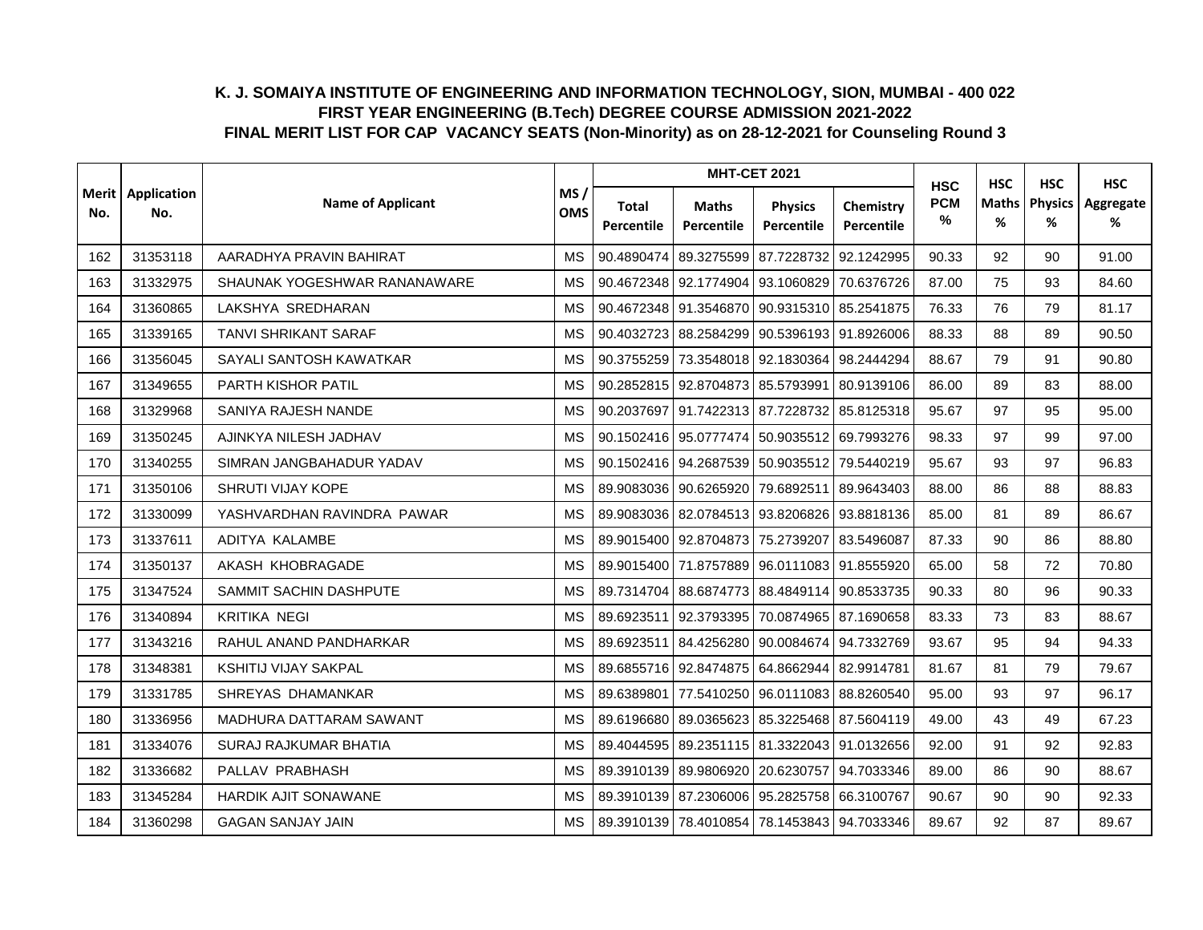**K. J. SOMAIYA INSTITUTE OF ENGINEERING AND INFORMATION TECHNOLOGY, SION, MUMBAI - 400 022**
**FIRST YEAR ENGINEERING (B.Tech) DEGREE COURSE ADMISSION 2021-2022**
**FINAL MERIT LIST FOR CAP VACANCY SEATS (Non-Minority) as on 28-12-2021 for Counseling Round 3**

| Merit No. | Application No. | Name of Applicant | MS / OMS | MHT-CET 2021 | | | | HSC PCM % | HSC Maths % | HSC Physics % | HSC Aggregate % |
|---|---|---|---|---|---|---|---|---|---|---|---|
| | | | | Total Percentile | Maths Percentile | Physics Percentile | Chemistry Percentile | | | | |
| 162 | 31353118 | AARADHYA PRAVIN BAHIRAT | MS | 90.4890474 | 89.3275599 | 87.7228732 | 92.1242995 | 90.33 | 92 | 90 | 91.00 |
| 163 | 31332975 | SHAUNAK YOGESHWAR RANANAWARE | MS | 90.4672348 | 92.1774904 | 93.1060829 | 70.6376726 | 87.00 | 75 | 93 | 84.60 |
| 164 | 31360865 | LAKSHYA SREDHARAN | MS | 90.4672348 | 91.3546870 | 90.9315310 | 85.2541875 | 76.33 | 76 | 79 | 81.17 |
| 165 | 31339165 | TANVI SHRIKANT SARAF | MS | 90.4032723 | 88.2584299 | 90.5396193 | 91.8926006 | 88.33 | 88 | 89 | 90.50 |
| 166 | 31356045 | SAYALI SANTOSH KAWATKAR | MS | 90.3755259 | 73.3548018 | 92.1830364 | 98.2444294 | 88.67 | 79 | 91 | 90.80 |
| 167 | 31349655 | PARTH KISHOR PATIL | MS | 90.2852815 | 92.8704873 | 85.5793991 | 80.9139106 | 86.00 | 89 | 83 | 88.00 |
| 168 | 31329968 | SANIYA RAJESH NANDE | MS | 90.2037697 | 91.7422313 | 87.7228732 | 85.8125318 | 95.67 | 97 | 95 | 95.00 |
| 169 | 31350245 | AJINKYA NILESH JADHAV | MS | 90.1502416 | 95.0777474 | 50.9035512 | 69.7993276 | 98.33 | 97 | 99 | 97.00 |
| 170 | 31340255 | SIMRAN JANGBAHADUR YADAV | MS | 90.1502416 | 94.2687539 | 50.9035512 | 79.5440219 | 95.67 | 93 | 97 | 96.83 |
| 171 | 31350106 | SHRUTI VIJAY KOPE | MS | 89.9083036 | 90.6265920 | 79.6892511 | 89.9643403 | 88.00 | 86 | 88 | 88.83 |
| 172 | 31330099 | YASHVARDHAN RAVINDRA PAWAR | MS | 89.9083036 | 82.0784513 | 93.8206826 | 93.8818136 | 85.00 | 81 | 89 | 86.67 |
| 173 | 31337611 | ADITYA KALAMBE | MS | 89.9015400 | 92.8704873 | 75.2739207 | 83.5496087 | 87.33 | 90 | 86 | 88.80 |
| 174 | 31350137 | AKASH KHOBRAGADE | MS | 89.9015400 | 71.8757889 | 96.0111083 | 91.8555920 | 65.00 | 58 | 72 | 70.80 |
| 175 | 31347524 | SAMMIT SACHIN DASHPUTE | MS | 89.7314704 | 88.6874773 | 88.4849114 | 90.8533735 | 90.33 | 80 | 96 | 90.33 |
| 176 | 31340894 | KRITIKA NEGI | MS | 89.6923511 | 92.3793395 | 70.0874965 | 87.1690658 | 83.33 | 73 | 83 | 88.67 |
| 177 | 31343216 | RAHUL ANAND PANDHARKAR | MS | 89.6923511 | 84.4256280 | 90.0084674 | 94.7332769 | 93.67 | 95 | 94 | 94.33 |
| 178 | 31348381 | KSHITIJ VIJAY SAKPAL | MS | 89.6855716 | 92.8474875 | 64.8662944 | 82.9914781 | 81.67 | 81 | 79 | 79.67 |
| 179 | 31331785 | SHREYAS DHAMANKAR | MS | 89.6389801 | 77.5410250 | 96.0111083 | 88.8260540 | 95.00 | 93 | 97 | 96.17 |
| 180 | 31336956 | MADHURA DATTARAM SAWANT | MS | 89.6196680 | 89.0365623 | 85.3225468 | 87.5604119 | 49.00 | 43 | 49 | 67.23 |
| 181 | 31334076 | SURAJ RAJKUMAR BHATIA | MS | 89.4044595 | 89.2351115 | 81.3322043 | 91.0132656 | 92.00 | 91 | 92 | 92.83 |
| 182 | 31336682 | PALLAV PRABHASH | MS | 89.3910139 | 89.9806920 | 20.6230757 | 94.7033346 | 89.00 | 86 | 90 | 88.67 |
| 183 | 31345284 | HARDIK AJIT SONAWANE | MS | 89.3910139 | 87.2306006 | 95.2825758 | 66.3100767 | 90.67 | 90 | 90 | 92.33 |
| 184 | 31360298 | GAGAN SANJAY JAIN | MS | 89.3910139 | 78.4010854 | 78.1453843 | 94.7033346 | 89.67 | 92 | 87 | 89.67 |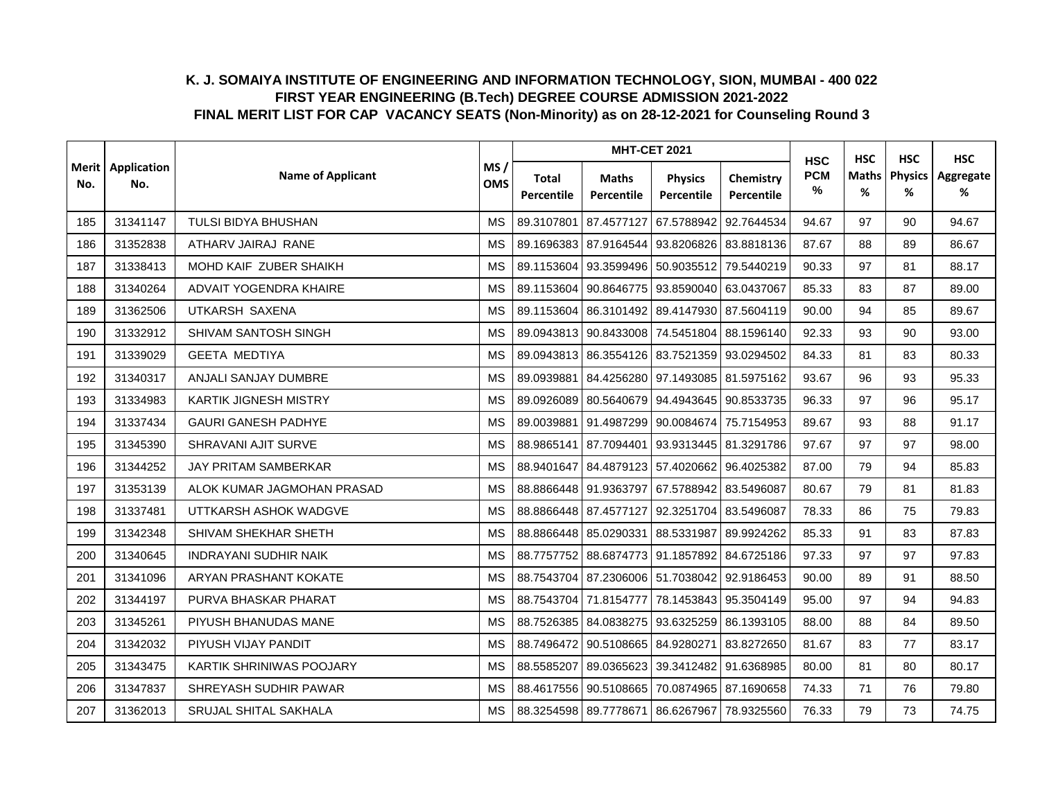# K. J. SOMAIYA INSTITUTE OF ENGINEERING AND INFORMATION TECHNOLOGY, SION, MUMBAI - 400 022
## FIRST YEAR ENGINEERING (B.Tech) DEGREE COURSE ADMISSION 2021-2022
## FINAL MERIT LIST FOR CAP VACANCY SEATS (Non-Minority) as on 28-12-2021 for Counseling Round 3

| Merit No. | Application No. | Name of Applicant | MS / OMS | MHT-CET 2021 | | | | HSC PCM % | HSC Maths % | HSC Physics % | HSC Aggregate % |
|---|---|---|---|---|---|---|---|---|---|---|---|
| | | | | Total Percentile | Maths Percentile | Physics Percentile | Chemistry Percentile | | | | |
| 185 | 31341147 | TULSI BIDYA BHUSHAN | MS | 89.3107801 | 87.4577127 | 67.5788942 | 92.7644534 | 94.67 | 97 | 90 | 94.67 |
| 186 | 31352838 | ATHARV JAIRAJ RANE | MS | 89.1696383 | 87.9164544 | 93.8206826 | 83.8818136 | 87.67 | 88 | 89 | 86.67 |
| 187 | 31338413 | MOHD KAIF ZUBER SHAIKH | MS | 89.1153604 | 93.3599496 | 50.9035512 | 79.5440219 | 90.33 | 97 | 81 | 88.17 |
| 188 | 31340264 | ADVAIT YOGENDRA KHAIRE | MS | 89.1153604 | 90.8646775 | 93.8590040 | 63.0437067 | 85.33 | 83 | 87 | 89.00 |
| 189 | 31362506 | UTKARSH SAXENA | MS | 89.1153604 | 86.3101492 | 89.4147930 | 87.5604119 | 90.00 | 94 | 85 | 89.67 |
| 190 | 31332912 | SHIVAM SANTOSH SINGH | MS | 89.0943813 | 90.8433008 | 74.5451804 | 88.1596140 | 92.33 | 93 | 90 | 93.00 |
| 191 | 31339029 | GEETA MEDTIYA | MS | 89.0943813 | 86.3554126 | 83.7521359 | 93.0294502 | 84.33 | 81 | 83 | 80.33 |
| 192 | 31340317 | ANJALI SANJAY DUMBRE | MS | 89.0939881 | 84.4256280 | 97.1493085 | 81.5975162 | 93.67 | 96 | 93 | 95.33 |
| 193 | 31334983 | KARTIK JIGNESH MISTRY | MS | 89.0926089 | 80.5640679 | 94.4943645 | 90.8533735 | 96.33 | 97 | 96 | 95.17 |
| 194 | 31337434 | GAURI GANESH PADHYE | MS | 89.0039881 | 91.4987299 | 90.0084674 | 75.7154953 | 89.67 | 93 | 88 | 91.17 |
| 195 | 31345390 | SHRAVANI AJIT SURVE | MS | 88.9865141 | 87.7094401 | 93.9313445 | 81.3291786 | 97.67 | 97 | 97 | 98.00 |
| 196 | 31344252 | JAY PRITAM SAMBERKAR | MS | 88.9401647 | 84.4879123 | 57.4020662 | 96.4025382 | 87.00 | 79 | 94 | 85.83 |
| 197 | 31353139 | ALOK KUMAR JAGMOHAN PRASAD | MS | 88.8866448 | 91.9363797 | 67.5788942 | 83.5496087 | 80.67 | 79 | 81 | 81.83 |
| 198 | 31337481 | UTTKARSH ASHOK WADGVE | MS | 88.8866448 | 87.4577127 | 92.3251704 | 83.5496087 | 78.33 | 86 | 75 | 79.83 |
| 199 | 31342348 | SHIVAM SHEKHAR SHETH | MS | 88.8866448 | 85.0290331 | 88.5331987 | 89.9924262 | 85.33 | 91 | 83 | 87.83 |
| 200 | 31340645 | INDRAYANI SUDHIR NAIK | MS | 88.7757752 | 88.6874773 | 91.1857892 | 84.6725186 | 97.33 | 97 | 97 | 97.83 |
| 201 | 31341096 | ARYAN PRASHANT KOKATE | MS | 88.7543704 | 87.2306006 | 51.7038042 | 92.9186453 | 90.00 | 89 | 91 | 88.50 |
| 202 | 31344197 | PURVA BHASKAR PHARAT | MS | 88.7543704 | 71.8154777 | 78.1453843 | 95.3504149 | 95.00 | 97 | 94 | 94.83 |
| 203 | 31345261 | PIYUSH BHANUDAS MANE | MS | 88.7526385 | 84.0838275 | 93.6325259 | 86.1393105 | 88.00 | 88 | 84 | 89.50 |
| 204 | 31342032 | PIYUSH VIJAY PANDIT | MS | 88.7496472 | 90.5108665 | 84.9280271 | 83.8272650 | 81.67 | 83 | 77 | 83.17 |
| 205 | 31343475 | KARTIK SHRINIWAS POOJARY | MS | 88.5585207 | 89.0365623 | 39.3412482 | 91.6368985 | 80.00 | 81 | 80 | 80.17 |
| 206 | 31347837 | SHREYASH SUDHIR PAWAR | MS | 88.4617556 | 90.5108665 | 70.0874965 | 87.1690658 | 74.33 | 71 | 76 | 79.80 |
| 207 | 31362013 | SRUJAL SHITAL SAKHALA | MS | 88.3254598 | 89.7778671 | 86.6267967 | 78.9325560 | 76.33 | 79 | 73 | 74.75 |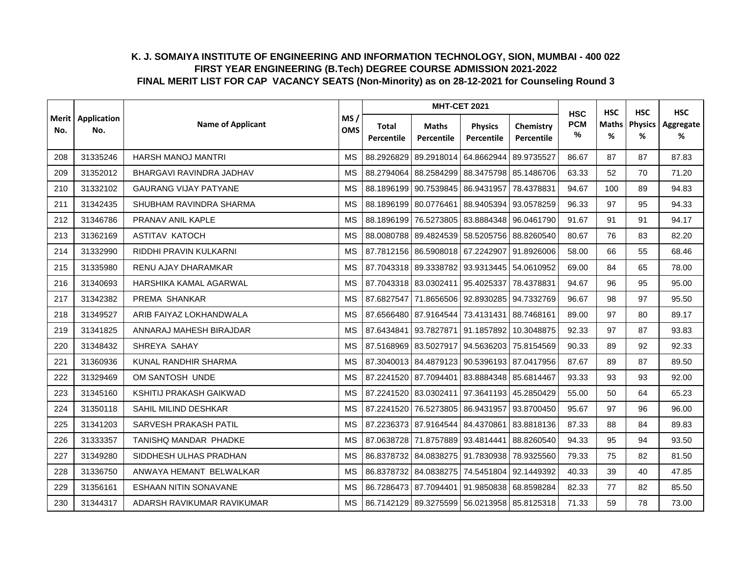## K. J. SOMAIYA INSTITUTE OF ENGINEERING AND INFORMATION TECHNOLOGY, SION, MUMBAI - 400 022
## FIRST YEAR ENGINEERING (B.Tech) DEGREE COURSE ADMISSION 2021-2022
## FINAL MERIT LIST FOR CAP VACANCY SEATS (Non-Minority) as on 28-12-2021 for Counseling Round 3

| Merit No. | Application No. | Name of Applicant | MS / OMS | MHT-CET 2021 | | | | HSC PCM % | HSC Maths % | HSC Physics % | HSC Aggregate % |
|---|---|---|---|---|---|---|---|---|---|---|---|
| | | | | Total Percentile | Maths Percentile | Physics Percentile | Chemistry Percentile | | | | |
| 208 | 31335246 | HARSH MANOJ MANTRI | MS | 88.2926829 | 89.2918014 | 64.8662944 | 89.9735527 | 86.67 | 87 | 87 | 87.83 |
| 209 | 31352012 | BHARGAVI RAVINDRA JADHAV | MS | 88.2794064 | 88.2584299 | 88.3475798 | 85.1486706 | 63.33 | 52 | 70 | 71.20 |
| 210 | 31332102 | GAURANG VIJAY PATYANE | MS | 88.1896199 | 90.7539845 | 86.9431957 | 78.4378831 | 94.67 | 100 | 89 | 94.83 |
| 211 | 31342435 | SHUBHAM RAVINDRA SHARMA | MS | 88.1896199 | 80.0776461 | 88.9405394 | 93.0578259 | 96.33 | 97 | 95 | 94.33 |
| 212 | 31346786 | PRANAV ANIL KAPLE | MS | 88.1896199 | 76.5273805 | 83.8884348 | 96.0461790 | 91.67 | 91 | 91 | 94.17 |
| 213 | 31362169 | ASTITAV KATOCH | MS | 88.0080788 | 89.4824539 | 58.5205756 | 88.8260540 | 80.67 | 76 | 83 | 82.20 |
| 214 | 31332990 | RIDDHI PRAVIN KULKARNI | MS | 87.7812156 | 86.5908018 | 67.2242907 | 91.8926006 | 58.00 | 66 | 55 | 68.46 |
| 215 | 31335980 | RENU AJAY DHARAMKAR | MS | 87.7043318 | 89.3338782 | 93.9313445 | 54.0610952 | 69.00 | 84 | 65 | 78.00 |
| 216 | 31340693 | HARSHIKA KAMAL AGARWAL | MS | 87.7043318 | 83.0302411 | 95.4025337 | 78.4378831 | 94.67 | 96 | 95 | 95.00 |
| 217 | 31342382 | PREMA SHANKAR | MS | 87.6827547 | 71.8656506 | 92.8930285 | 94.7332769 | 96.67 | 98 | 97 | 95.50 |
| 218 | 31349527 | ARIB FAIYAZ LOKHANDWALA | MS | 87.6566480 | 87.9164544 | 73.4131431 | 88.7468161 | 89.00 | 97 | 80 | 89.17 |
| 219 | 31341825 | ANNARAJ MAHESH BIRAJDAR | MS | 87.6434841 | 93.7827871 | 91.1857892 | 10.3048875 | 92.33 | 97 | 87 | 93.83 |
| 220 | 31348432 | SHREYA SAHAY | MS | 87.5168969 | 83.5027917 | 94.5636203 | 75.8154569 | 90.33 | 89 | 92 | 92.33 |
| 221 | 31360936 | KUNAL RANDHIR SHARMA | MS | 87.3040013 | 84.4879123 | 90.5396193 | 87.0417956 | 87.67 | 89 | 87 | 89.50 |
| 222 | 31329469 | OM SANTOSH UNDE | MS | 87.2241520 | 87.7094401 | 83.8884348 | 85.6814467 | 93.33 | 93 | 93 | 92.00 |
| 223 | 31345160 | KSHITIJ PRAKASH GAIKWAD | MS | 87.2241520 | 83.0302411 | 97.3641193 | 45.2850429 | 55.00 | 50 | 64 | 65.23 |
| 224 | 31350118 | SAHIL MILIND DESHKAR | MS | 87.2241520 | 76.5273805 | 86.9431957 | 93.8700450 | 95.67 | 97 | 96 | 96.00 |
| 225 | 31341203 | SARVESH PRAKASH PATIL | MS | 87.2236373 | 87.9164544 | 84.4370861 | 83.8818136 | 87.33 | 88 | 84 | 89.83 |
| 226 | 31333357 | TANISHQ MANDAR PHADKE | MS | 87.0638728 | 71.8757889 | 93.4814441 | 88.8260540 | 94.33 | 95 | 94 | 93.50 |
| 227 | 31349280 | SIDDHESH ULHAS PRADHAN | MS | 86.8378732 | 84.0838275 | 91.7830938 | 78.9325560 | 79.33 | 75 | 82 | 81.50 |
| 228 | 31336750 | ANWAYA HEMANT BELWALKAR | MS | 86.8378732 | 84.0838275 | 74.5451804 | 92.1449392 | 40.33 | 39 | 40 | 47.85 |
| 229 | 31356161 | ESHAAN NITIN SONAVANE | MS | 86.7286473 | 87.7094401 | 91.9850838 | 68.8598284 | 82.33 | 77 | 82 | 85.50 |
| 230 | 31344317 | ADARSH RAVIKUMAR RAVIKUMAR | MS | 86.7142129 | 89.3275599 | 56.0213958 | 85.8125318 | 71.33 | 59 | 78 | 73.00 |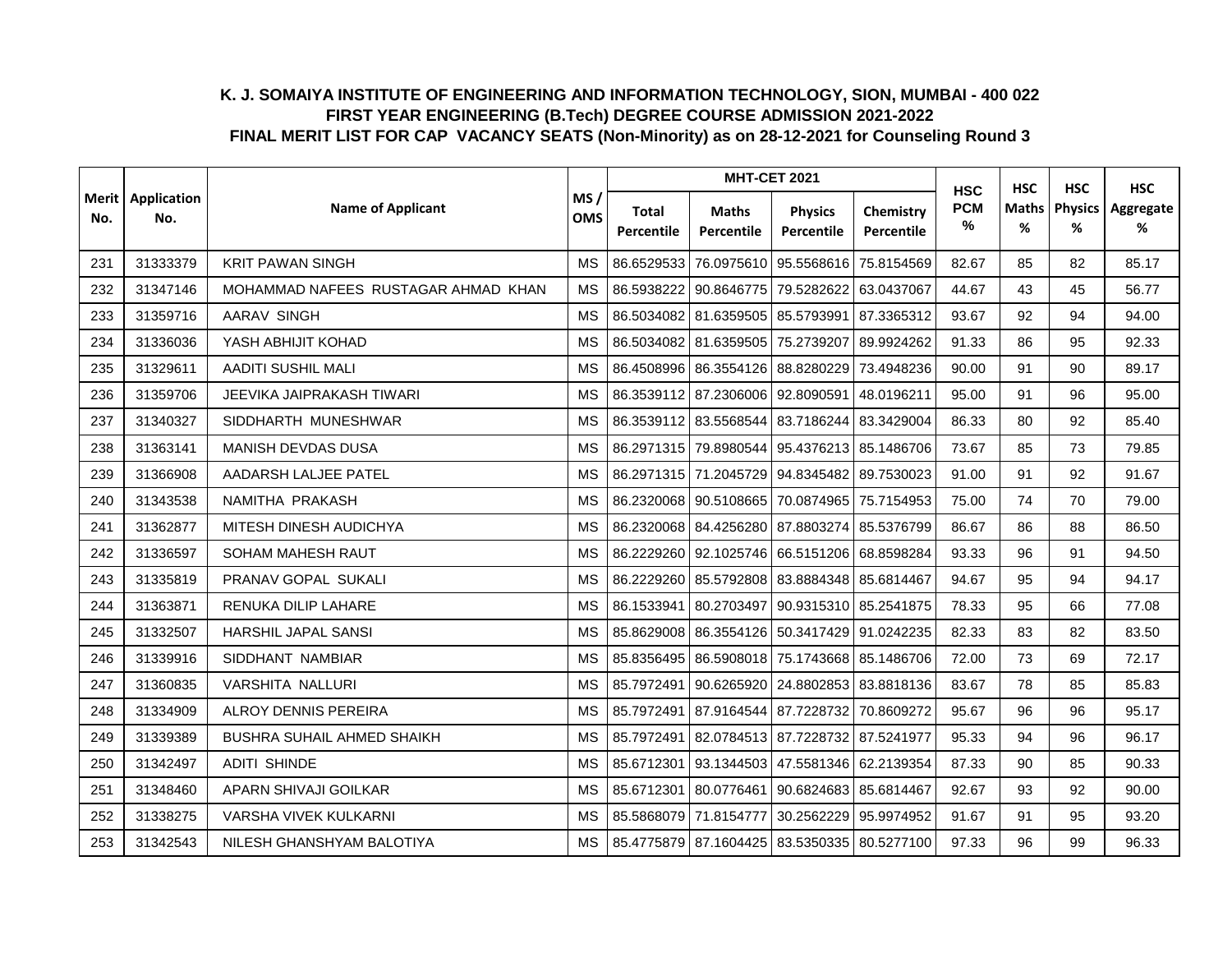**K. J. SOMAIYA INSTITUTE OF ENGINEERING AND INFORMATION TECHNOLOGY, SION, MUMBAI - 400 022**

**FIRST YEAR ENGINEERING (B.Tech) DEGREE COURSE ADMISSION 2021-2022**

**FINAL MERIT LIST FOR CAP VACANCY SEATS (Non-Minority) as on 28-12-2021 for Counseling Round 3**

| Merit No. | Application No. | Name of Applicant | MS / OMS | MHT-CET 2021 | | | | HSC PCM % | HSC Maths % | HSC Physics % | HSC Aggregate % |
|---|---|---|---|---|---|---|---|---|---|---|---|
| | | | | Total Percentile | Maths Percentile | Physics Percentile | Chemistry Percentile | | | | |
| 231 | 31333379 | KRIT PAWAN SINGH | MS | 86.6529533 | 76.0975610 | 95.5568616 | 75.8154569 | 82.67 | 85 | 82 | 85.17 |
| 232 | 31347146 | MOHAMMAD NAFEES RUSTAGAR AHMAD KHAN | MS | 86.5938222 | 90.8646775 | 79.5282622 | 63.0437067 | 44.67 | 43 | 45 | 56.77 |
| 233 | 31359716 | AARAV SINGH | MS | 86.5034082 | 81.6359505 | 85.5793991 | 87.3365312 | 93.67 | 92 | 94 | 94.00 |
| 234 | 31336036 | YASH ABHIJIT KOHAD | MS | 86.5034082 | 81.6359505 | 75.2739207 | 89.9924262 | 91.33 | 86 | 95 | 92.33 |
| 235 | 31329611 | AADITI SUSHIL MALI | MS | 86.4508996 | 86.3554126 | 88.8280229 | 73.4948236 | 90.00 | 91 | 90 | 89.17 |
| 236 | 31359706 | JEEVIKA JAIPRAKASH TIWARI | MS | 86.3539112 | 87.2306006 | 92.8090591 | 48.0196211 | 95.00 | 91 | 96 | 95.00 |
| 237 | 31340327 | SIDDHARTH MUNESHWAR | MS | 86.3539112 | 83.5568544 | 83.7186244 | 83.3429004 | 86.33 | 80 | 92 | 85.40 |
| 238 | 31363141 | MANISH DEVDAS DUSA | MS | 86.2971315 | 79.8980544 | 95.4376213 | 85.1486706 | 73.67 | 85 | 73 | 79.85 |
| 239 | 31366908 | AADARSH LALJEE PATEL | MS | 86.2971315 | 71.2045729 | 94.8345482 | 89.7530023 | 91.00 | 91 | 92 | 91.67 |
| 240 | 31343538 | NAMITHA PRAKASH | MS | 86.2320068 | 90.5108665 | 70.0874965 | 75.7154953 | 75.00 | 74 | 70 | 79.00 |
| 241 | 31362877 | MITESH DINESH AUDICHYA | MS | 86.2320068 | 84.4256280 | 87.8803274 | 85.5376799 | 86.67 | 86 | 88 | 86.50 |
| 242 | 31336597 | SOHAM MAHESH RAUT | MS | 86.2229260 | 92.1025746 | 66.5151206 | 68.8598284 | 93.33 | 96 | 91 | 94.50 |
| 243 | 31335819 | PRANAV GOPAL SUKALI | MS | 86.2229260 | 85.5792808 | 83.8884348 | 85.6814467 | 94.67 | 95 | 94 | 94.17 |
| 244 | 31363871 | RENUKA DILIP LAHARE | MS | 86.1533941 | 80.2703497 | 90.9315310 | 85.2541875 | 78.33 | 95 | 66 | 77.08 |
| 245 | 31332507 | HARSHIL JAPAL SANSI | MS | 85.8629008 | 86.3554126 | 50.3417429 | 91.0242235 | 82.33 | 83 | 82 | 83.50 |
| 246 | 31339916 | SIDDHANT NAMBIAR | MS | 85.8356495 | 86.5908018 | 75.1743668 | 85.1486706 | 72.00 | 73 | 69 | 72.17 |
| 247 | 31360835 | VARSHITA NALLURI | MS | 85.7972491 | 90.6265920 | 24.8802853 | 83.8818136 | 83.67 | 78 | 85 | 85.83 |
| 248 | 31334909 | ALROY DENNIS PEREIRA | MS | 85.7972491 | 87.9164544 | 87.7228732 | 70.8609272 | 95.67 | 96 | 96 | 95.17 |
| 249 | 31339389 | BUSHRA SUHAIL AHMED SHAIKH | MS | 85.7972491 | 82.0784513 | 87.7228732 | 87.5241977 | 95.33 | 94 | 96 | 96.17 |
| 250 | 31342497 | ADITI SHINDE | MS | 85.6712301 | 93.1344503 | 47.5581346 | 62.2139354 | 87.33 | 90 | 85 | 90.33 |
| 251 | 31348460 | APARN SHIVAJI GOILKAR | MS | 85.6712301 | 80.0776461 | 90.6824683 | 85.6814467 | 92.67 | 93 | 92 | 90.00 |
| 252 | 31338275 | VARSHA VIVEK KULKARNI | MS | 85.5868079 | 71.8154777 | 30.2562229 | 95.9974952 | 91.67 | 91 | 95 | 93.20 |
| 253 | 31342543 | NILESH GHANSHYAM BALOTIYA | MS | 85.4775879 | 87.1604425 | 83.5350335 | 80.5277100 | 97.33 | 96 | 99 | 96.33 |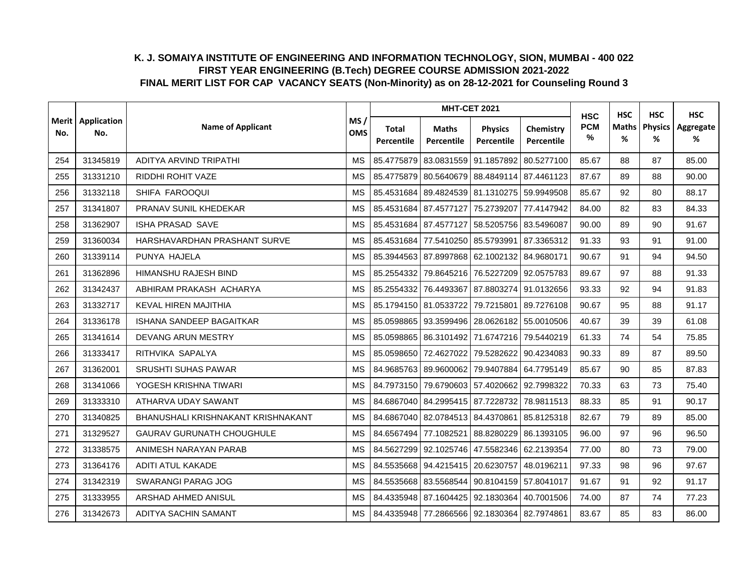**K. J. SOMAIYA INSTITUTE OF ENGINEERING AND INFORMATION TECHNOLOGY, SION, MUMBAI - 400 022**
**FIRST YEAR ENGINEERING (B.Tech) DEGREE COURSE ADMISSION 2021-2022**
**FINAL MERIT LIST FOR CAP VACANCY SEATS (Non-Minority) as on 28-12-2021 for Counseling Round 3**

| Merit No. | Application No. | Name of Applicant | MS / OMS | MHT-CET 2021 Total Percentile | MHT-CET 2021 Maths Percentile | MHT-CET 2021 Physics Percentile | MHT-CET 2021 Chemistry Percentile | HSC PCM % | HSC Maths % | HSC Physics % | HSC Aggregate % |
|---|---|---|---|---|---|---|---|---|---|---|---|
| 254 | 31345819 | ADITYA ARVIND TRIPATHI | MS | 85.4775879 | 83.0831559 | 91.1857892 | 80.5277100 | 85.67 | 88 | 87 | 85.00 |
| 255 | 31331210 | RIDDHI ROHIT VAZE | MS | 85.4775879 | 80.5640679 | 88.4849114 | 87.4461123 | 87.67 | 89 | 88 | 90.00 |
| 256 | 31332118 | SHIFA FAROOQUI | MS | 85.4531684 | 89.4824539 | 81.1310275 | 59.9949508 | 85.67 | 92 | 80 | 88.17 |
| 257 | 31341807 | PRANAV SUNIL KHEDEKAR | MS | 85.4531684 | 87.4577127 | 75.2739207 | 77.4147942 | 84.00 | 82 | 83 | 84.33 |
| 258 | 31362907 | ISHA PRASAD SAVE | MS | 85.4531684 | 87.4577127 | 58.5205756 | 83.5496087 | 90.00 | 89 | 90 | 91.67 |
| 259 | 31360034 | HARSHAVARDHAN PRASHANT SURVE | MS | 85.4531684 | 77.5410250 | 85.5793991 | 87.3365312 | 91.33 | 93 | 91 | 91.00 |
| 260 | 31339114 | PUNYA HAJELA | MS | 85.3944563 | 87.8997868 | 62.1002132 | 84.9680171 | 90.67 | 91 | 94 | 94.50 |
| 261 | 31362896 | HIMANSHU RAJESH BIND | MS | 85.2554332 | 79.8645216 | 76.5227209 | 92.0575783 | 89.67 | 97 | 88 | 91.33 |
| 262 | 31342437 | ABHIRAM PRAKASH ACHARYA | MS | 85.2554332 | 76.4493367 | 87.8803274 | 91.0132656 | 93.33 | 92 | 94 | 91.83 |
| 263 | 31332717 | KEVAL HIREN MAJITHIA | MS | 85.1794150 | 81.0533722 | 79.7215801 | 89.7276108 | 90.67 | 95 | 88 | 91.17 |
| 264 | 31336178 | ISHANA SANDEEP BAGAITKAR | MS | 85.0598865 | 93.3599496 | 28.0626182 | 55.0010506 | 40.67 | 39 | 39 | 61.08 |
| 265 | 31341614 | DEVANG ARUN MESTRY | MS | 85.0598865 | 86.3101492 | 71.6747216 | 79.5440219 | 61.33 | 74 | 54 | 75.85 |
| 266 | 31333417 | RITHVIKA SAPALYA | MS | 85.0598650 | 72.4627022 | 79.5282622 | 90.4234083 | 90.33 | 89 | 87 | 89.50 |
| 267 | 31362001 | SRUSHTI SUHAS PAWAR | MS | 84.9685763 | 89.9600062 | 79.9407884 | 64.7795149 | 85.67 | 90 | 85 | 87.83 |
| 268 | 31341066 | YOGESH KRISHNA TIWARI | MS | 84.7973150 | 79.6790603 | 57.4020662 | 92.7998322 | 70.33 | 63 | 73 | 75.40 |
| 269 | 31333310 | ATHARVA UDAY SAWANT | MS | 84.6867040 | 84.2995415 | 87.7228732 | 78.9811513 | 88.33 | 85 | 91 | 90.17 |
| 270 | 31340825 | BHANUSHALI KRISHNAKANT KRISHNAKANT | MS | 84.6867040 | 82.0784513 | 84.4370861 | 85.8125318 | 82.67 | 79 | 89 | 85.00 |
| 271 | 31329527 | GAURAV GURUNATH CHOUGHULE | MS | 84.6567494 | 77.1082521 | 88.8280229 | 86.1393105 | 96.00 | 97 | 96 | 96.50 |
| 272 | 31338575 | ANIMESH NARAYAN PARAB | MS | 84.5627299 | 92.1025746 | 47.5582346 | 62.2139354 | 77.00 | 80 | 73 | 79.00 |
| 273 | 31364176 | ADITI ATUL KAKADE | MS | 84.5535668 | 94.4215415 | 20.6230757 | 48.0196211 | 97.33 | 98 | 96 | 97.67 |
| 274 | 31342319 | SWARANGI PARAG JOG | MS | 84.5535668 | 83.5568544 | 90.8104159 | 57.8041017 | 91.67 | 91 | 92 | 91.17 |
| 275 | 31333955 | ARSHAD AHMED ANISUL | MS | 84.4335948 | 87.1604425 | 92.1830364 | 40.7001506 | 74.00 | 87 | 74 | 77.23 |
| 276 | 31342673 | ADITYA SACHIN SAMANT | MS | 84.4335948 | 77.2866566 | 92.1830364 | 82.7974861 | 83.67 | 85 | 83 | 86.00 |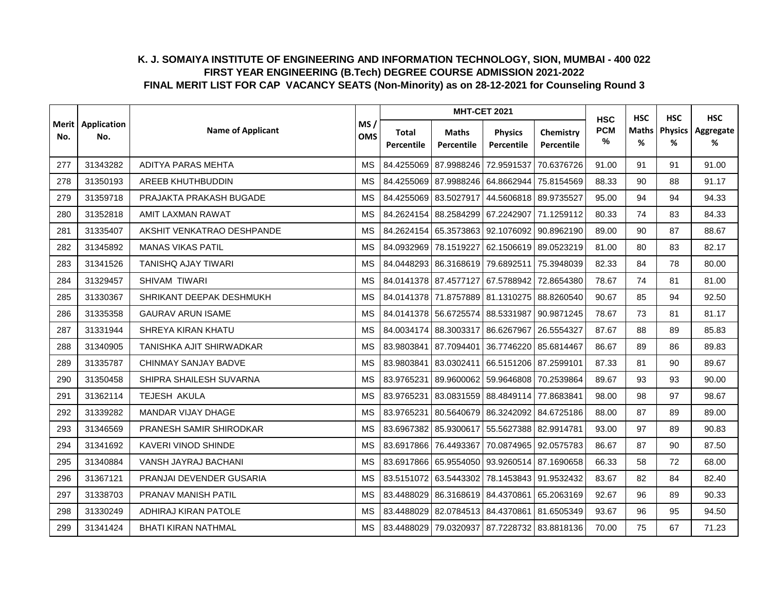**K. J. SOMAIYA INSTITUTE OF ENGINEERING AND INFORMATION TECHNOLOGY, SION, MUMBAI - 400 022**
**FIRST YEAR ENGINEERING (B.Tech) DEGREE COURSE ADMISSION 2021-2022**
**FINAL MERIT LIST FOR CAP VACANCY SEATS (Non-Minority) as on 28-12-2021 for Counseling Round 3**

| Merit No. | Application No. | Name of Applicant | MS / OMS | MHT-CET 2021 | | | | HSC PCM % | HSC Maths % | HSC Physics % | HSC Aggregate % |
|---|---|---|---|---|---|---|---|---|---|---|---|
| | | | | Total Percentile | Maths Percentile | Physics Percentile | Chemistry Percentile | | | | |
| 277 | 31343282 | ADITYA PARAS MEHTA | MS | 84.4255069 | 87.9988246 | 72.9591537 | 70.6376726 | 91.00 | 91 | 91 | 91.00 |
| 278 | 31350193 | AREEB KHUTHBUDDIN | MS | 84.4255069 | 87.9988246 | 64.8662944 | 75.8154569 | 88.33 | 90 | 88 | 91.17 |
| 279 | 31359718 | PRAJAKTA PRAKASH BUGADE | MS | 84.4255069 | 83.5027917 | 44.5606818 | 89.9735527 | 95.00 | 94 | 94 | 94.33 |
| 280 | 31352818 | AMIT LAXMAN RAWAT | MS | 84.2624154 | 88.2584299 | 67.2242907 | 71.1259112 | 80.33 | 74 | 83 | 84.33 |
| 281 | 31335407 | AKSHIT VENKATRAO DESHPANDE | MS | 84.2624154 | 65.3573863 | 92.1076092 | 90.8962190 | 89.00 | 90 | 87 | 88.67 |
| 282 | 31345892 | MANAS VIKAS PATIL | MS | 84.0932969 | 78.1519227 | 62.1506619 | 89.0523219 | 81.00 | 80 | 83 | 82.17 |
| 283 | 31341526 | TANISHQ AJAY TIWARI | MS | 84.0448293 | 86.3168619 | 79.6892511 | 75.3948039 | 82.33 | 84 | 78 | 80.00 |
| 284 | 31329457 | SHIVAM TIWARI | MS | 84.0141378 | 87.4577127 | 67.5788942 | 72.8654380 | 78.67 | 74 | 81 | 81.00 |
| 285 | 31330367 | SHRIKANT DEEPAK DESHMUKH | MS | 84.0141378 | 71.8757889 | 81.1310275 | 88.8260540 | 90.67 | 85 | 94 | 92.50 |
| 286 | 31335358 | GAURAV ARUN ISAME | MS | 84.0141378 | 56.6725574 | 88.5331987 | 90.9871245 | 78.67 | 73 | 81 | 81.17 |
| 287 | 31331944 | SHREYA KIRAN KHATU | MS | 84.0034174 | 88.3003317 | 86.6267967 | 26.5554327 | 87.67 | 88 | 89 | 85.83 |
| 288 | 31340905 | TANISHKA AJIT SHIRWADKAR | MS | 83.9803841 | 87.7094401 | 36.7746220 | 85.6814467 | 86.67 | 89 | 86 | 89.83 |
| 289 | 31335787 | CHINMAY SANJAY BADVE | MS | 83.9803841 | 83.0302411 | 66.5151206 | 87.2599101 | 87.33 | 81 | 90 | 89.67 |
| 290 | 31350458 | SHIPRA SHAILESH SUVARNA | MS | 83.9765231 | 89.9600062 | 59.9646808 | 70.2539864 | 89.67 | 93 | 93 | 90.00 |
| 291 | 31362114 | TEJESH AKULA | MS | 83.9765231 | 83.0831559 | 88.4849114 | 77.8683841 | 98.00 | 98 | 97 | 98.67 |
| 292 | 31339282 | MANDAR VIJAY DHAGE | MS | 83.9765231 | 80.5640679 | 86.3242092 | 84.6725186 | 88.00 | 87 | 89 | 89.00 |
| 293 | 31346569 | PRANESH SAMIR SHIRODKAR | MS | 83.6967382 | 85.9300617 | 55.5627388 | 82.9914781 | 93.00 | 97 | 89 | 90.83 |
| 294 | 31341692 | KAVERI VINOD SHINDE | MS | 83.6917866 | 76.4493367 | 70.0874965 | 92.0575783 | 86.67 | 87 | 90 | 87.50 |
| 295 | 31340884 | VANSH JAYRAJ BACHANI | MS | 83.6917866 | 65.9554050 | 93.9260514 | 87.1690658 | 66.33 | 58 | 72 | 68.00 |
| 296 | 31367121 | PRANJAI DEVENDER GUSARIA | MS | 83.5151072 | 63.5443302 | 78.1453843 | 91.9532432 | 83.67 | 82 | 84 | 82.40 |
| 297 | 31338703 | PRANAV MANISH PATIL | MS | 83.4488029 | 86.3168619 | 84.4370861 | 65.2063169 | 92.67 | 96 | 89 | 90.33 |
| 298 | 31330249 | ADHIRAJ KIRAN PATOLE | MS | 83.4488029 | 82.0784513 | 84.4370861 | 81.6505349 | 93.67 | 96 | 95 | 94.50 |
| 299 | 31341424 | BHATI KIRAN NATHMAL | MS | 83.4488029 | 79.0320937 | 87.7228732 | 83.8818136 | 70.00 | 75 | 67 | 71.23 |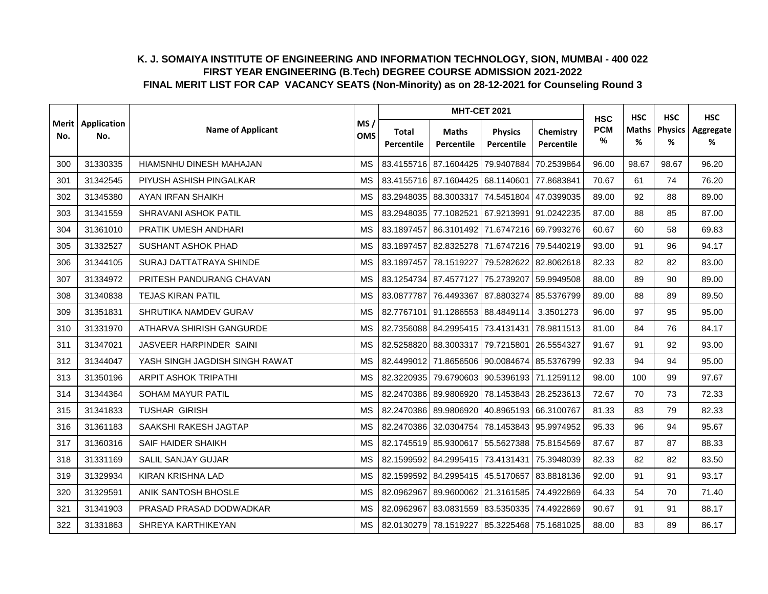**K. J. SOMAIYA INSTITUTE OF ENGINEERING AND INFORMATION TECHNOLOGY, SION, MUMBAI - 400 022**
**FIRST YEAR ENGINEERING (B.Tech) DEGREE COURSE ADMISSION 2021-2022**
**FINAL MERIT LIST FOR CAP VACANCY SEATS (Non-Minority) as on 28-12-2021 for Counseling Round 3**

| Merit No. | Application No. | Name of Applicant | MS / OMS | MHT-CET 2021 | | | | HSC PCM % | HSC Maths % | HSC Physics % | HSC Aggregate % |
|---|---|---|---|---|---|---|---|---|---|---|---|
| | | | | Total Percentile | Maths Percentile | Physics Percentile | Chemistry Percentile | | | | |
| 300 | 31330335 | HIAMSNHU DINESH MAHAJAN | MS | 83.4155716 | 87.1604425 | 79.9407884 | 70.2539864 | 96.00 | 98.67 | 98.67 | 96.20 |
| 301 | 31342545 | PIYUSH ASHISH PINGALKAR | MS | 83.4155716 | 87.1604425 | 68.1140601 | 77.8683841 | 70.67 | 61 | 74 | 76.20 |
| 302 | 31345380 | AYAN IRFAN SHAIKH | MS | 83.2948035 | 88.3003317 | 74.5451804 | 47.0399035 | 89.00 | 92 | 88 | 89.00 |
| 303 | 31341559 | SHRAVANI ASHOK PATIL | MS | 83.2948035 | 77.1082521 | 67.9213991 | 91.0242235 | 87.00 | 88 | 85 | 87.00 |
| 304 | 31361010 | PRATIK UMESH ANDHARI | MS | 83.1897457 | 86.3101492 | 71.6747216 | 69.7993276 | 60.67 | 60 | 58 | 69.83 |
| 305 | 31332527 | SUSHANT ASHOK PHAD | MS | 83.1897457 | 82.8325278 | 71.6747216 | 79.5440219 | 93.00 | 91 | 96 | 94.17 |
| 306 | 31344105 | SURAJ DATTATRAYA SHINDE | MS | 83.1897457 | 78.1519227 | 79.5282622 | 82.8062618 | 82.33 | 82 | 82 | 83.00 |
| 307 | 31334972 | PRITESH PANDURANG CHAVAN | MS | 83.1254734 | 87.4577127 | 75.2739207 | 59.9949508 | 88.00 | 89 | 90 | 89.00 |
| 308 | 31340838 | TEJAS KIRAN PATIL | MS | 83.0877787 | 76.4493367 | 87.8803274 | 85.5376799 | 89.00 | 88 | 89 | 89.50 |
| 309 | 31351831 | SHRUTIKA NAMDEV GURAV | MS | 82.7767101 | 91.1286553 | 88.4849114 | 3.3501273 | 96.00 | 97 | 95 | 95.00 |
| 310 | 31331970 | ATHARVA SHIRISH GANGURDE | MS | 82.7356088 | 84.2995415 | 73.4131431 | 78.9811513 | 81.00 | 84 | 76 | 84.17 |
| 311 | 31347021 | JASVEER HARPINDER SAINI | MS | 82.5258820 | 88.3003317 | 79.7215801 | 26.5554327 | 91.67 | 91 | 92 | 93.00 |
| 312 | 31344047 | YASH SINGH JAGDISH SINGH RAWAT | MS | 82.4499012 | 71.8656506 | 90.0084674 | 85.5376799 | 92.33 | 94 | 94 | 95.00 |
| 313 | 31350196 | ARPIT ASHOK TRIPATHI | MS | 82.3220935 | 79.6790603 | 90.5396193 | 71.1259112 | 98.00 | 100 | 99 | 97.67 |
| 314 | 31344364 | SOHAM MAYUR PATIL | MS | 82.2470386 | 89.9806920 | 78.1453843 | 28.2523613 | 72.67 | 70 | 73 | 72.33 |
| 315 | 31341833 | TUSHAR GIRISH | MS | 82.2470386 | 89.9806920 | 40.8965193 | 66.3100767 | 81.33 | 83 | 79 | 82.33 |
| 316 | 31361183 | SAAKSHI RAKESH JAGTAP | MS | 82.2470386 | 32.0304754 | 78.1453843 | 95.9974952 | 95.33 | 96 | 94 | 95.67 |
| 317 | 31360316 | SAIF HAIDER SHAIKH | MS | 82.1745519 | 85.9300617 | 55.5627388 | 75.8154569 | 87.67 | 87 | 87 | 88.33 |
| 318 | 31331169 | SALIL SANJAY GUJAR | MS | 82.1599592 | 84.2995415 | 73.4131431 | 75.3948039 | 82.33 | 82 | 82 | 83.50 |
| 319 | 31329934 | KIRAN KRISHNA LAD | MS | 82.1599592 | 84.2995415 | 45.5170657 | 83.8818136 | 92.00 | 91 | 91 | 93.17 |
| 320 | 31329591 | ANIK SANTOSH BHOSLE | MS | 82.0962967 | 89.9600062 | 21.3161585 | 74.4922869 | 64.33 | 54 | 70 | 71.40 |
| 321 | 31341903 | PRASAD PRASAD DODWADKAR | MS | 82.0962967 | 83.0831559 | 83.5350335 | 74.4922869 | 90.67 | 91 | 91 | 88.17 |
| 322 | 31331863 | SHREYA KARTHIKEYAN | MS | 82.0130279 | 78.1519227 | 85.3225468 | 75.1681025 | 88.00 | 83 | 89 | 86.17 |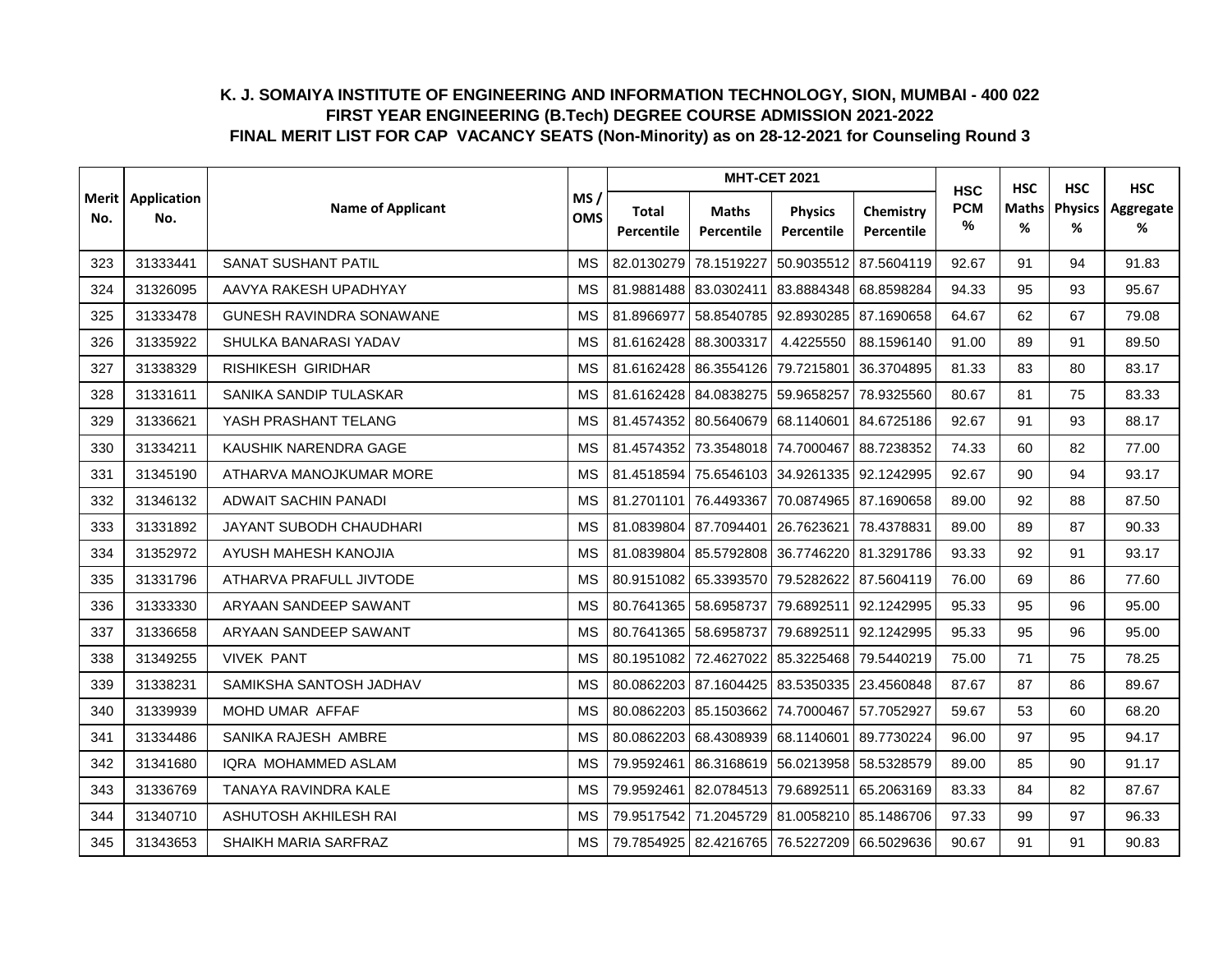# K. J. SOMAIYA INSTITUTE OF ENGINEERING AND INFORMATION TECHNOLOGY, SION, MUMBAI - 400 022
## FIRST YEAR ENGINEERING (B.Tech) DEGREE COURSE ADMISSION 2021-2022
### FINAL MERIT LIST FOR CAP VACANCY SEATS (Non-Minority) as on 28-12-2021 for Counseling Round 3

| Merit No. | Application No. | Name of Applicant | MS / OMS | MHT-CET 2021 | | | | HSC PCM % | HSC Maths % | HSC Physics % | HSC Aggregate % |
|---|---|---|---|---|---|---|---|---|---|---|---|
| | | | | Total Percentile | Maths Percentile | Physics Percentile | Chemistry Percentile | | | | |
| 323 | 31333441 | SANAT SUSHANT PATIL | MS | 82.0130279 | 78.1519227 | 50.9035512 | 87.5604119 | 92.67 | 91 | 94 | 91.83 |
| 324 | 31326095 | AAVYA RAKESH UPADHYAY | MS | 81.9881488 | 83.0302411 | 83.8884348 | 68.8598284 | 94.33 | 95 | 93 | 95.67 |
| 325 | 31333478 | GUNESH RAVINDRA SONAWANE | MS | 81.8966977 | 58.8540785 | 92.8930285 | 87.1690658 | 64.67 | 62 | 67 | 79.08 |
| 326 | 31335922 | SHULKA BANARASI YADAV | MS | 81.6162428 | 88.3003317 | 4.4225550 | 88.1596140 | 91.00 | 89 | 91 | 89.50 |
| 327 | 31338329 | RISHIKESH GIRIDHAR | MS | 81.6162428 | 86.3554126 | 79.7215801 | 36.3704895 | 81.33 | 83 | 80 | 83.17 |
| 328 | 31331611 | SANIKA SANDIP TULASKAR | MS | 81.6162428 | 84.0838275 | 59.9658257 | 78.9325560 | 80.67 | 81 | 75 | 83.33 |
| 329 | 31336621 | YASH PRASHANT TELANG | MS | 81.4574352 | 80.5640679 | 68.1140601 | 84.6725186 | 92.67 | 91 | 93 | 88.17 |
| 330 | 31334211 | KAUSHIK NARENDRA GAGE | MS | 81.4574352 | 73.3548018 | 74.7000467 | 88.7238352 | 74.33 | 60 | 82 | 77.00 |
| 331 | 31345190 | ATHARVA MANOJKUMAR MORE | MS | 81.4518594 | 75.6546103 | 34.9261335 | 92.1242995 | 92.67 | 90 | 94 | 93.17 |
| 332 | 31346132 | ADWAIT SACHIN PANADI | MS | 81.2701101 | 76.4493367 | 70.0874965 | 87.1690658 | 89.00 | 92 | 88 | 87.50 |
| 333 | 31331892 | JAYANT SUBODH CHAUDHARI | MS | 81.0839804 | 87.7094401 | 26.7623621 | 78.4378831 | 89.00 | 89 | 87 | 90.33 |
| 334 | 31352972 | AYUSH MAHESH KANOJIA | MS | 81.0839804 | 85.5792808 | 36.7746220 | 81.3291786 | 93.33 | 92 | 91 | 93.17 |
| 335 | 31331796 | ATHARVA PRAFULL JIVTODE | MS | 80.9151082 | 65.3393570 | 79.5282622 | 87.5604119 | 76.00 | 69 | 86 | 77.60 |
| 336 | 31333330 | ARYAAN SANDEEP SAWANT | MS | 80.7641365 | 58.6958737 | 79.6892511 | 92.1242995 | 95.33 | 95 | 96 | 95.00 |
| 337 | 31336658 | ARYAAN SANDEEP SAWANT | MS | 80.7641365 | 58.6958737 | 79.6892511 | 92.1242995 | 95.33 | 95 | 96 | 95.00 |
| 338 | 31349255 | VIVEK PANT | MS | 80.1951082 | 72.4627022 | 85.3225468 | 79.5440219 | 75.00 | 71 | 75 | 78.25 |
| 339 | 31338231 | SAMIKSHA SANTOSH JADHAV | MS | 80.0862203 | 87.1604425 | 83.5350335 | 23.4560848 | 87.67 | 87 | 86 | 89.67 |
| 340 | 31339939 | MOHD UMAR AFFAF | MS | 80.0862203 | 85.1503662 | 74.7000467 | 57.7052927 | 59.67 | 53 | 60 | 68.20 |
| 341 | 31334486 | SANIKA RAJESH AMBRE | MS | 80.0862203 | 68.4308939 | 68.1140601 | 89.7730224 | 96.00 | 97 | 95 | 94.17 |
| 342 | 31341680 | IQRA MOHAMMED ASLAM | MS | 79.9592461 | 86.3168619 | 56.0213958 | 58.5328579 | 89.00 | 85 | 90 | 91.17 |
| 343 | 31336769 | TANAYA RAVINDRA KALE | MS | 79.9592461 | 82.0784513 | 79.6892511 | 65.2063169 | 83.33 | 84 | 82 | 87.67 |
| 344 | 31340710 | ASHUTOSH AKHILESH RAI | MS | 79.9517542 | 71.2045729 | 81.0058210 | 85.1486706 | 97.33 | 99 | 97 | 96.33 |
| 345 | 31343653 | SHAIKH MARIA SARFRAZ | MS | 79.7854925 | 82.4216765 | 76.5227209 | 66.5029636 | 90.67 | 91 | 91 | 90.83 |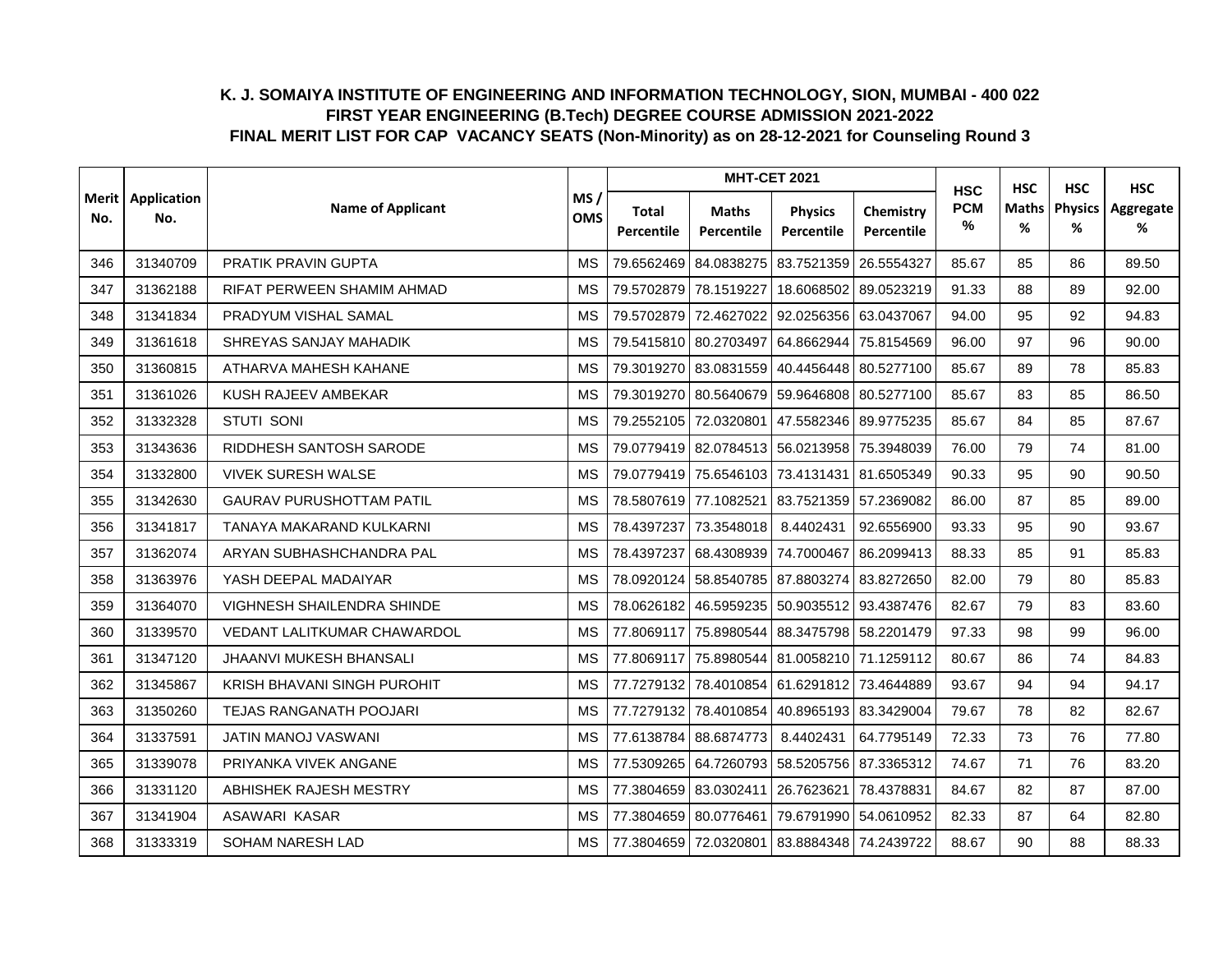# K. J. SOMAIYA INSTITUTE OF ENGINEERING AND INFORMATION TECHNOLOGY, SION, MUMBAI - 400 022

## FIRST YEAR ENGINEERING (B.Tech) DEGREE COURSE ADMISSION 2021-2022

## FINAL MERIT LIST FOR CAP VACANCY SEATS (Non-Minority) as on 28-12-2021 for Counseling Round 3

| Merit No. | Application No. | Name of Applicant | MS / OMS | MHT-CET 2021 | | | | HSC PCM % | HSC Maths % | HSC Physics % | HSC Aggregate % |
|---|---|---|---|---|---|---|---|---|---|---|---|
| | | | | Total Percentile | Maths Percentile | Physics Percentile | Chemistry Percentile | | | | |
| 346 | 31340709 | PRATIK PRAVIN GUPTA | MS | 79.6562469 | 84.0838275 | 83.7521359 | 26.5554327 | 85.67 | 85 | 86 | 89.50 |
| 347 | 31362188 | RIFAT PERWEEN SHAMIM AHMAD | MS | 79.5702879 | 78.1519227 | 18.6068502 | 89.0523219 | 91.33 | 88 | 89 | 92.00 |
| 348 | 31341834 | PRADYUM VISHAL SAMAL | MS | 79.5702879 | 72.4627022 | 92.0256356 | 63.0437067 | 94.00 | 95 | 92 | 94.83 |
| 349 | 31361618 | SHREYAS SANJAY MAHADIK | MS | 79.5415810 | 80.2703497 | 64.8662944 | 75.8154569 | 96.00 | 97 | 96 | 90.00 |
| 350 | 31360815 | ATHARVA MAHESH KAHANE | MS | 79.3019270 | 83.0831559 | 40.4456448 | 80.5277100 | 85.67 | 89 | 78 | 85.83 |
| 351 | 31361026 | KUSH RAJEEV AMBEKAR | MS | 79.3019270 | 80.5640679 | 59.9646808 | 80.5277100 | 85.67 | 83 | 85 | 86.50 |
| 352 | 31332328 | STUTI SONI | MS | 79.2552105 | 72.0320801 | 47.5582346 | 89.9775235 | 85.67 | 84 | 85 | 87.67 |
| 353 | 31343636 | RIDDHESH SANTOSH SARODE | MS | 79.0779419 | 82.0784513 | 56.0213958 | 75.3948039 | 76.00 | 79 | 74 | 81.00 |
| 354 | 31332800 | VIVEK SURESH WALSE | MS | 79.0779419 | 75.6546103 | 73.4131431 | 81.6505349 | 90.33 | 95 | 90 | 90.50 |
| 355 | 31342630 | GAURAV PURUSHOTTAM PATIL | MS | 78.5807619 | 77.1082521 | 83.7521359 | 57.2369082 | 86.00 | 87 | 85 | 89.00 |
| 356 | 31341817 | TANAYA MAKARAND KULKARNI | MS | 78.4397237 | 73.3548018 | 8.4402431 | 92.6556900 | 93.33 | 95 | 90 | 93.67 |
| 357 | 31362074 | ARYAN SUBHASHCHANDRA PAL | MS | 78.4397237 | 68.4308939 | 74.7000467 | 86.2099413 | 88.33 | 85 | 91 | 85.83 |
| 358 | 31363976 | YASH DEEPAL MADAIYAR | MS | 78.0920124 | 58.8540785 | 87.8803274 | 83.8272650 | 82.00 | 79 | 80 | 85.83 |
| 359 | 31364070 | VIGHNESH SHAILENDRA SHINDE | MS | 78.0626182 | 46.5959235 | 50.9035512 | 93.4387476 | 82.67 | 79 | 83 | 83.60 |
| 360 | 31339570 | VEDANT LALITKUMAR CHAWARDOL | MS | 77.8069117 | 75.8980544 | 88.3475798 | 58.2201479 | 97.33 | 98 | 99 | 96.00 |
| 361 | 31347120 | JHAANVI MUKESH BHANSALI | MS | 77.8069117 | 75.8980544 | 81.0058210 | 71.1259112 | 80.67 | 86 | 74 | 84.83 |
| 362 | 31345867 | KRISH BHAVANI SINGH PUROHIT | MS | 77.7279132 | 78.4010854 | 61.6291812 | 73.4644889 | 93.67 | 94 | 94 | 94.17 |
| 363 | 31350260 | TEJAS RANGANATH POOJARI | MS | 77.7279132 | 78.4010854 | 40.8965193 | 83.3429004 | 79.67 | 78 | 82 | 82.67 |
| 364 | 31337591 | JATIN MANOJ VASWANI | MS | 77.6138784 | 88.6874773 | 8.4402431 | 64.7795149 | 72.33 | 73 | 76 | 77.80 |
| 365 | 31339078 | PRIYANKA VIVEK ANGANE | MS | 77.5309265 | 64.7260793 | 58.5205756 | 87.3365312 | 74.67 | 71 | 76 | 83.20 |
| 366 | 31331120 | ABHISHEK RAJESH MESTRY | MS | 77.3804659 | 83.0302411 | 26.7623621 | 78.4378831 | 84.67 | 82 | 87 | 87.00 |
| 367 | 31341904 | ASAWARI KASAR | MS | 77.3804659 | 80.0776461 | 79.6791990 | 54.0610952 | 82.33 | 87 | 64 | 82.80 |
| 368 | 31333319 | SOHAM NARESH LAD | MS | 77.3804659 | 72.0320801 | 83.8884348 | 74.2439722 | 88.67 | 90 | 88 | 88.33 |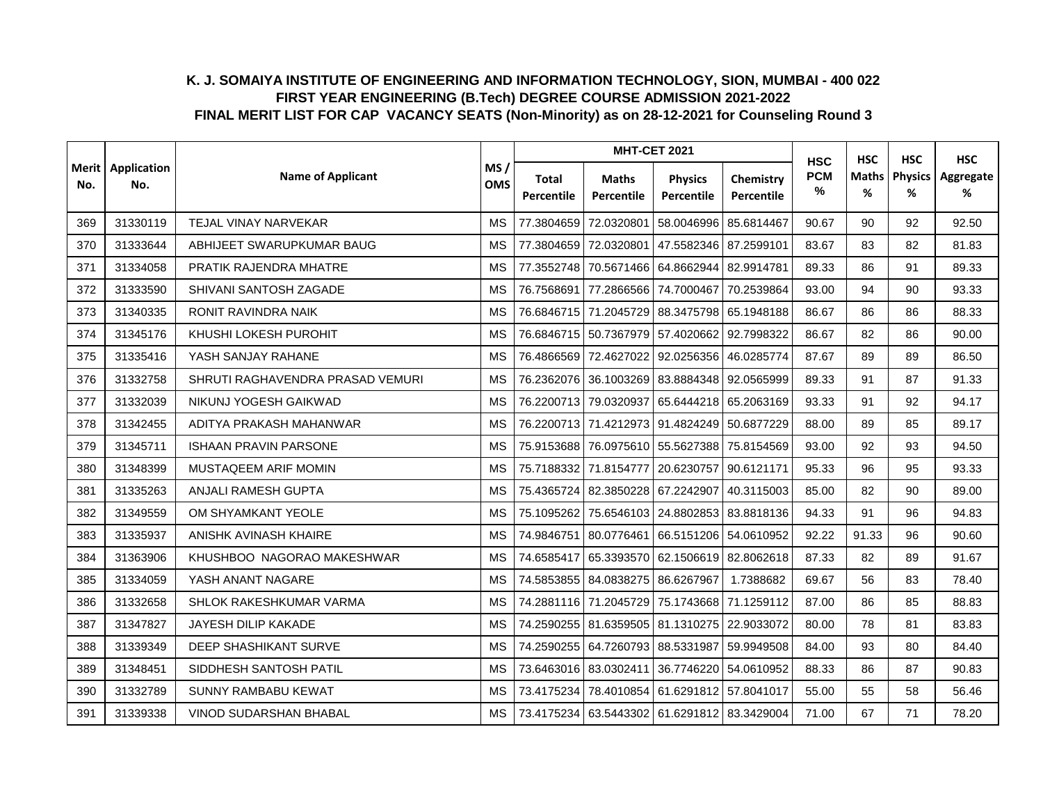**K. J. SOMAIYA INSTITUTE OF ENGINEERING AND INFORMATION TECHNOLOGY, SION, MUMBAI - 400 022**

**FIRST YEAR ENGINEERING (B.Tech) DEGREE COURSE ADMISSION 2021-2022**

**FINAL MERIT LIST FOR CAP VACANCY SEATS (Non-Minority) as on 28-12-2021 for Counseling Round 3**

| Merit No. | Application No. | Name of Applicant | MS / OMS | MHT-CET 2021 | | | | HSC PCM % | HSC Maths % | HSC Physics % | HSC Aggregate % |
|---|---|---|---|---|---|---|---|---|---|---|---|
| | | | | Total Percentile | Maths Percentile | Physics Percentile | Chemistry Percentile | | | | |
| 369 | 31330119 | TEJAL VINAY NARVEKAR | MS | 77.3804659 | 72.0320801 | 58.0046996 | 85.6814467 | 90.67 | 90 | 92 | 92.50 |
| 370 | 31333644 | ABHIJEET SWARUPKUMAR BAUG | MS | 77.3804659 | 72.0320801 | 47.5582346 | 87.2599101 | 83.67 | 83 | 82 | 81.83 |
| 371 | 31334058 | PRATIK RAJENDRA MHATRE | MS | 77.3552748 | 70.5671466 | 64.8662944 | 82.9914781 | 89.33 | 86 | 91 | 89.33 |
| 372 | 31333590 | SHIVANI SANTOSH ZAGADE | MS | 76.7568691 | 77.2866566 | 74.7000467 | 70.2539864 | 93.00 | 94 | 90 | 93.33 |
| 373 | 31340335 | RONIT RAVINDRA NAIK | MS | 76.6846715 | 71.2045729 | 88.3475798 | 65.1948188 | 86.67 | 86 | 86 | 88.33 |
| 374 | 31345176 | KHUSHI LOKESH PUROHIT | MS | 76.6846715 | 50.7367979 | 57.4020662 | 92.7998322 | 86.67 | 82 | 86 | 90.00 |
| 375 | 31335416 | YASH SANJAY RAHANE | MS | 76.4866569 | 72.4627022 | 92.0256356 | 46.0285774 | 87.67 | 89 | 89 | 86.50 |
| 376 | 31332758 | SHRUTI RAGHAVENDRA PRASAD VEMURI | MS | 76.2362076 | 36.1003269 | 83.8884348 | 92.0565999 | 89.33 | 91 | 87 | 91.33 |
| 377 | 31332039 | NIKUNJ YOGESH GAIKWAD | MS | 76.2200713 | 79.0320937 | 65.6444218 | 65.2063169 | 93.33 | 91 | 92 | 94.17 |
| 378 | 31342455 | ADITYA PRAKASH MAHANWAR | MS | 76.2200713 | 71.4212973 | 91.4824249 | 50.6877229 | 88.00 | 89 | 85 | 89.17 |
| 379 | 31345711 | ISHAAN PRAVIN PARSONE | MS | 75.9153688 | 76.0975610 | 55.5627388 | 75.8154569 | 93.00 | 92 | 93 | 94.50 |
| 380 | 31348399 | MUSTAQEEM ARIF MOMIN | MS | 75.7188332 | 71.8154777 | 20.6230757 | 90.6121171 | 95.33 | 96 | 95 | 93.33 |
| 381 | 31335263 | ANJALI RAMESH GUPTA | MS | 75.4365724 | 82.3850228 | 67.2242907 | 40.3115003 | 85.00 | 82 | 90 | 89.00 |
| 382 | 31349559 | OM SHYAMKANT YEOLE | MS | 75.1095262 | 75.6546103 | 24.8802853 | 83.8818136 | 94.33 | 91 | 96 | 94.83 |
| 383 | 31335937 | ANISHK AVINASH KHAIRE | MS | 74.9846751 | 80.0776461 | 66.5151206 | 54.0610952 | 92.22 | 91.33 | 96 | 90.60 |
| 384 | 31363906 | KHUSHBOO NAGORAO MAKESHWAR | MS | 74.6585417 | 65.3393570 | 62.1506619 | 82.8062618 | 87.33 | 82 | 89 | 91.67 |
| 385 | 31334059 | YASH ANANT NAGARE | MS | 74.5853855 | 84.0838275 | 86.6267967 | 1.7388682 | 69.67 | 56 | 83 | 78.40 |
| 386 | 31332658 | SHLOK RAKESHKUMAR VARMA | MS | 74.2881116 | 71.2045729 | 75.1743668 | 71.1259112 | 87.00 | 86 | 85 | 88.83 |
| 387 | 31347827 | JAYESH DILIP KAKADE | MS | 74.2590255 | 81.6359505 | 81.1310275 | 22.9033072 | 80.00 | 78 | 81 | 83.83 |
| 388 | 31339349 | DEEP SHASHIKANT SURVE | MS | 74.2590255 | 64.7260793 | 88.5331987 | 59.9949508 | 84.00 | 93 | 80 | 84.40 |
| 389 | 31348451 | SIDDHESH SANTOSH PATIL | MS | 73.6463016 | 83.0302411 | 36.7746220 | 54.0610952 | 88.33 | 86 | 87 | 90.83 |
| 390 | 31332789 | SUNNY RAMBABU KEWAT | MS | 73.4175234 | 78.4010854 | 61.6291812 | 57.8041017 | 55.00 | 55 | 58 | 56.46 |
| 391 | 31339338 | VINOD SUDARSHAN BHABAL | MS | 73.4175234 | 63.5443302 | 61.6291812 | 83.3429004 | 71.00 | 67 | 71 | 78.20 |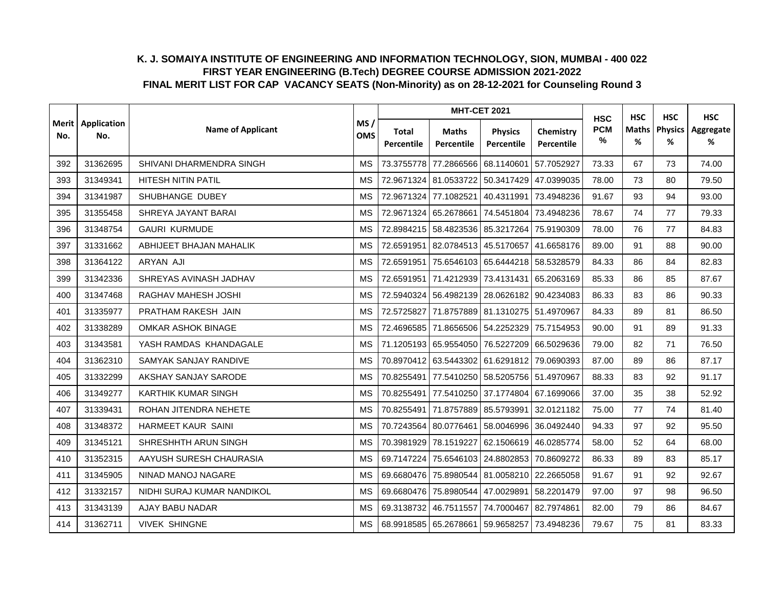**K. J. SOMAIYA INSTITUTE OF ENGINEERING AND INFORMATION TECHNOLOGY, SION, MUMBAI - 400 022**

**FIRST YEAR ENGINEERING (B.Tech) DEGREE COURSE ADMISSION 2021-2022**

**FINAL MERIT LIST FOR CAP VACANCY SEATS (Non-Minority) as on 28-12-2021 for Counseling Round 3**

| Merit No. | Application No. | Name of Applicant | MS / OMS | MHT-CET 2021 | | | | HSC PCM % | HSC Maths % | HSC Physics % | HSC Aggregate % |
|---|---|---|---|---|---|---|---|---|---|---|---|
| | | | | Total Percentile | Maths Percentile | Physics Percentile | Chemistry Percentile | | | | |
| 392 | 31362695 | SHIVANI DHARMENDRA SINGH | MS | 73.3755778 | 77.2866566 | 68.1140601 | 57.7052927 | 73.33 | 67 | 73 | 74.00 |
| 393 | 31349341 | HITESH NITIN PATIL | MS | 72.9671324 | 81.0533722 | 50.3417429 | 47.0399035 | 78.00 | 73 | 80 | 79.50 |
| 394 | 31341987 | SHUBHANGE DUBEY | MS | 72.9671324 | 77.1082521 | 40.4311991 | 73.4948236 | 91.67 | 93 | 94 | 93.00 |
| 395 | 31355458 | SHREYA JAYANT BARAI | MS | 72.9671324 | 65.2678661 | 74.5451804 | 73.4948236 | 78.67 | 74 | 77 | 79.33 |
| 396 | 31348754 | GAURI KURMUDE | MS | 72.8984215 | 58.4823536 | 85.3217264 | 75.9190309 | 78.00 | 76 | 77 | 84.83 |
| 397 | 31331662 | ABHIJEET BHAJAN MAHALIK | MS | 72.6591951 | 82.0784513 | 45.5170657 | 41.6658176 | 89.00 | 91 | 88 | 90.00 |
| 398 | 31364122 | ARYAN AJI | MS | 72.6591951 | 75.6546103 | 65.6444218 | 58.5328579 | 84.33 | 86 | 84 | 82.83 |
| 399 | 31342336 | SHREYAS AVINASH JADHAV | MS | 72.6591951 | 71.4212939 | 73.4131431 | 65.2063169 | 85.33 | 86 | 85 | 87.67 |
| 400 | 31347468 | RAGHAV MAHESH JOSHI | MS | 72.5940324 | 56.4982139 | 28.0626182 | 90.4234083 | 86.33 | 83 | 86 | 90.33 |
| 401 | 31335977 | PRATHAM RAKESH JAIN | MS | 72.5725827 | 71.8757889 | 81.1310275 | 51.4970967 | 84.33 | 89 | 81 | 86.50 |
| 402 | 31338289 | OMKAR ASHOK BINAGE | MS | 72.4696585 | 71.8656506 | 54.2252329 | 75.7154953 | 90.00 | 91 | 89 | 91.33 |
| 403 | 31343581 | YASH RAMDAS KHANDAGALE | MS | 71.1205193 | 65.9554050 | 76.5227209 | 66.5029636 | 79.00 | 82 | 71 | 76.50 |
| 404 | 31362310 | SAMYAK SANJAY RANDIVE | MS | 70.8970412 | 63.5443302 | 61.6291812 | 79.0690393 | 87.00 | 89 | 86 | 87.17 |
| 405 | 31332299 | AKSHAY SANJAY SARODE | MS | 70.8255491 | 77.5410250 | 58.5205756 | 51.4970967 | 88.33 | 83 | 92 | 91.17 |
| 406 | 31349277 | KARTHIK KUMAR SINGH | MS | 70.8255491 | 77.5410250 | 37.1774804 | 67.1699066 | 37.00 | 35 | 38 | 52.92 |
| 407 | 31339431 | ROHAN JITENDRA NEHETE | MS | 70.8255491 | 71.8757889 | 85.5793991 | 32.0121182 | 75.00 | 77 | 74 | 81.40 |
| 408 | 31348372 | HARMEET KAUR SAINI | MS | 70.7243564 | 80.0776461 | 58.0046996 | 36.0492440 | 94.33 | 97 | 92 | 95.50 |
| 409 | 31345121 | SHRESHHTH ARUN SINGH | MS | 70.3981929 | 78.1519227 | 62.1506619 | 46.0285774 | 58.00 | 52 | 64 | 68.00 |
| 410 | 31352315 | AAYUSH SURESH CHAURASIA | MS | 69.7147224 | 75.6546103 | 24.8802853 | 70.8609272 | 86.33 | 89 | 83 | 85.17 |
| 411 | 31345905 | NINAD MANOJ NAGARE | MS | 69.6680476 | 75.8980544 | 81.0058210 | 22.2665058 | 91.67 | 91 | 92 | 92.67 |
| 412 | 31332157 | NIDHI SURAJ KUMAR NANDIKOL | MS | 69.6680476 | 75.8980544 | 47.0029891 | 58.2201479 | 97.00 | 97 | 98 | 96.50 |
| 413 | 31343139 | AJAY BABU NADAR | MS | 69.3138732 | 46.7511557 | 74.7000467 | 82.7974861 | 82.00 | 79 | 86 | 84.67 |
| 414 | 31362711 | VIVEK SHINGNE | MS | 68.9918585 | 65.2678661 | 59.9658257 | 73.4948236 | 79.67 | 75 | 81 | 83.33 |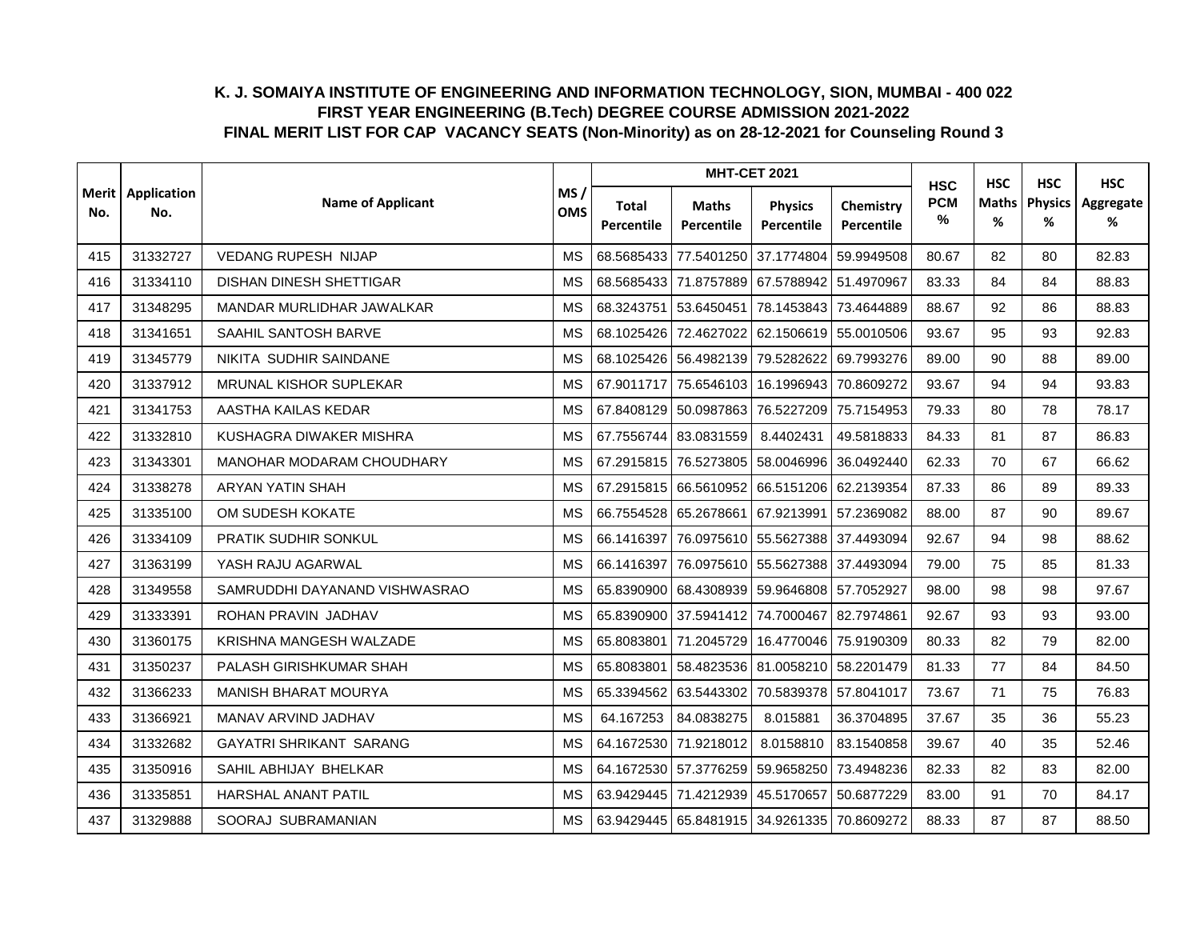# K. J. SOMAIYA INSTITUTE OF ENGINEERING AND INFORMATION TECHNOLOGY, SION, MUMBAI - 400 022
## FIRST YEAR ENGINEERING (B.Tech) DEGREE COURSE ADMISSION 2021-2022
## FINAL MERIT LIST FOR CAP VACANCY SEATS (Non-Minority) as on 28-12-2021 for Counseling Round 3

| Merit No. | Application No. | Name of Applicant | MS / OMS | MHT-CET 2021 | | | | HSC PCM % | HSC Maths % | HSC Physics % | HSC Aggregate % |
|---|---|---|---|---|---|---|---|---|---|---|---|
| | | | | Total Percentile | Maths Percentile | Physics Percentile | Chemistry Percentile | | | | |
| 415 | 31332727 | VEDANG RUPESH NIJAP | MS | 68.5685433 | 77.5401250 | 37.1774804 | 59.9949508 | 80.67 | 82 | 80 | 82.83 |
| 416 | 31334110 | DISHAN DINESH SHETTIGAR | MS | 68.5685433 | 71.8757889 | 67.5788942 | 51.4970967 | 83.33 | 84 | 84 | 88.83 |
| 417 | 31348295 | MANDAR MURLIDHAR JAWALKAR | MS | 68.3243751 | 53.6450451 | 78.1453843 | 73.4644889 | 88.67 | 92 | 86 | 88.83 |
| 418 | 31341651 | SAAHIL SANTOSH BARVE | MS | 68.1025426 | 72.4627022 | 62.1506619 | 55.0010506 | 93.67 | 95 | 93 | 92.83 |
| 419 | 31345779 | NIKITA SUDHIR SAINDANE | MS | 68.1025426 | 56.4982139 | 79.5282622 | 69.7993276 | 89.00 | 90 | 88 | 89.00 |
| 420 | 31337912 | MRUNAL KISHOR SUPLEKAR | MS | 67.9011717 | 75.6546103 | 16.1996943 | 70.8609272 | 93.67 | 94 | 94 | 93.83 |
| 421 | 31341753 | AASTHA KAILAS KEDAR | MS | 67.8408129 | 50.0987863 | 76.5227209 | 75.7154953 | 79.33 | 80 | 78 | 78.17 |
| 422 | 31332810 | KUSHAGRA DIWAKER MISHRA | MS | 67.7556744 | 83.0831559 | 8.4402431 | 49.5818833 | 84.33 | 81 | 87 | 86.83 |
| 423 | 31343301 | MANOHAR MODARAM CHOUDHARY | MS | 67.2915815 | 76.5273805 | 58.0046996 | 36.0492440 | 62.33 | 70 | 67 | 66.62 |
| 424 | 31338278 | ARYAN YATIN SHAH | MS | 67.2915815 | 66.5610952 | 66.5151206 | 62.2139354 | 87.33 | 86 | 89 | 89.33 |
| 425 | 31335100 | OM SUDESH KOKATE | MS | 66.7554528 | 65.2678661 | 67.9213991 | 57.2369082 | 88.00 | 87 | 90 | 89.67 |
| 426 | 31334109 | PRATIK SUDHIR SONKUL | MS | 66.1416397 | 76.0975610 | 55.5627388 | 37.4493094 | 92.67 | 94 | 98 | 88.62 |
| 427 | 31363199 | YASH RAJU AGARWAL | MS | 66.1416397 | 76.0975610 | 55.5627388 | 37.4493094 | 79.00 | 75 | 85 | 81.33 |
| 428 | 31349558 | SAMRUDDHI DAYANAND VISHWASRAO | MS | 65.8390900 | 68.4308939 | 59.9646808 | 57.7052927 | 98.00 | 98 | 98 | 97.67 |
| 429 | 31333391 | ROHAN PRAVIN JADHAV | MS | 65.8390900 | 37.5941412 | 74.7000467 | 82.7974861 | 92.67 | 93 | 93 | 93.00 |
| 430 | 31360175 | KRISHNA MANGESH WALZADE | MS | 65.8083801 | 71.2045729 | 16.4770046 | 75.9190309 | 80.33 | 82 | 79 | 82.00 |
| 431 | 31350237 | PALASH GIRISHKUMAR SHAH | MS | 65.8083801 | 58.4823536 | 81.0058210 | 58.2201479 | 81.33 | 77 | 84 | 84.50 |
| 432 | 31366233 | MANISH BHARAT MOURYA | MS | 65.3394562 | 63.5443302 | 70.5839378 | 57.8041017 | 73.67 | 71 | 75 | 76.83 |
| 433 | 31366921 | MANAV ARVIND JADHAV | MS | 64.167253 | 84.0838275 | 8.015881 | 36.3704895 | 37.67 | 35 | 36 | 55.23 |
| 434 | 31332682 | GAYATRI SHRIKANT SARANG | MS | 64.1672530 | 71.9218012 | 8.0158810 | 83.1540858 | 39.67 | 40 | 35 | 52.46 |
| 435 | 31350916 | SAHIL ABHIJAY BHELKAR | MS | 64.1672530 | 57.3776259 | 59.9658250 | 73.4948236 | 82.33 | 82 | 83 | 82.00 |
| 436 | 31335851 | HARSHAL ANANT PATIL | MS | 63.9429445 | 71.4212939 | 45.5170657 | 50.6877229 | 83.00 | 91 | 70 | 84.17 |
| 437 | 31329888 | SOORAJ SUBRAMANIAN | MS | 63.9429445 | 65.8481915 | 34.9261335 | 70.8609272 | 88.33 | 87 | 87 | 88.50 |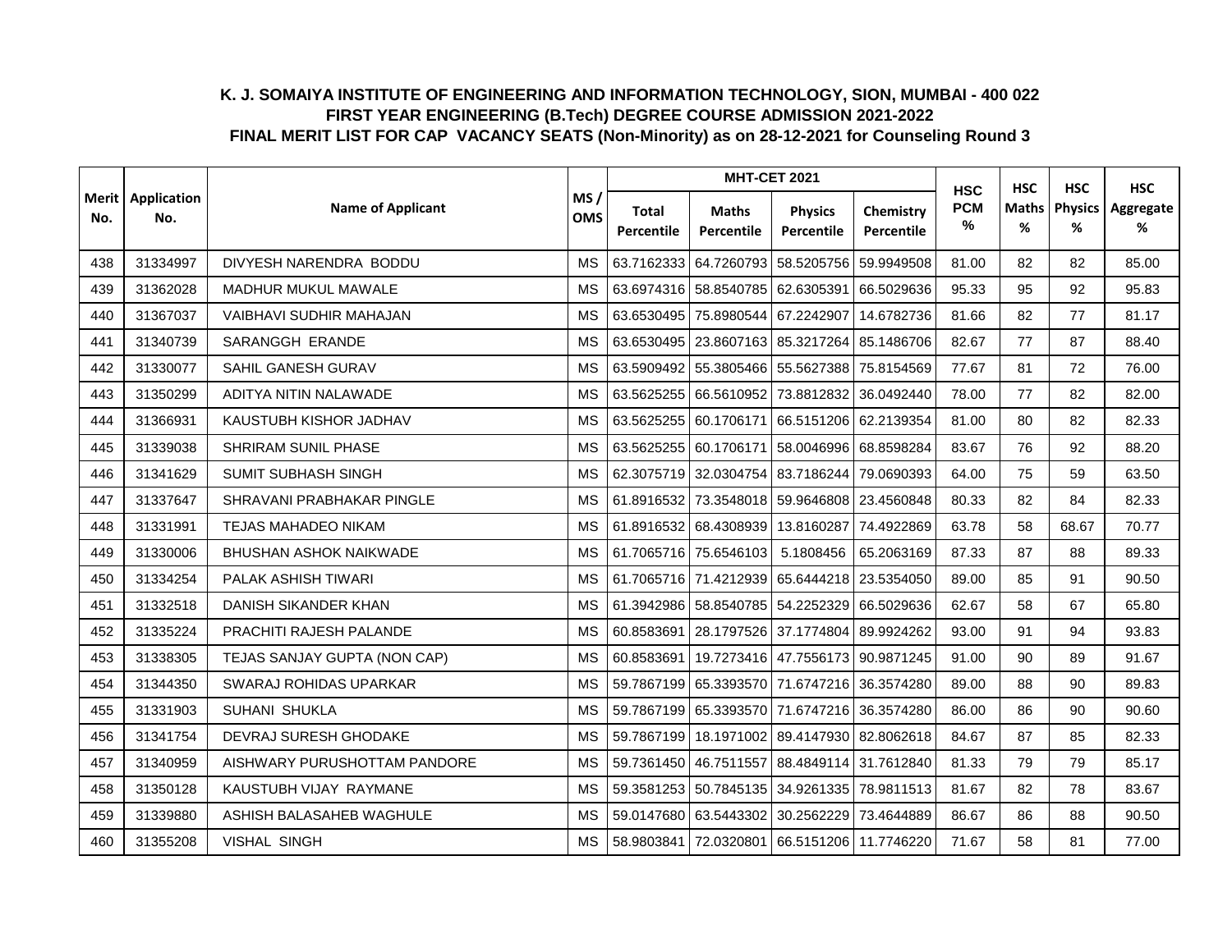# K. J. SOMAIYA INSTITUTE OF ENGINEERING AND INFORMATION TECHNOLOGY, SION, MUMBAI - 400 022

## FIRST YEAR ENGINEERING (B.Tech) DEGREE COURSE ADMISSION 2021-2022

## FINAL MERIT LIST FOR CAP VACANCY SEATS (Non-Minority) as on 28-12-2021 for Counseling Round 3

| Merit No. | Application No. | Name of Applicant | MS / OMS | MHT-CET 2021 | | | | HSC PCM % | HSC Maths % | HSC Physics % | HSC Aggregate % |
|---|---|---|---|---|---|---|---|---|---|---|---|
| | | | | Total Percentile | Maths Percentile | Physics Percentile | Chemistry Percentile | | | | |
| 438 | 31334997 | DIVYESH NARENDRA BODDU | MS | 63.7162333 | 64.7260793 | 58.5205756 | 59.9949508 | 81.00 | 82 | 82 | 85.00 |
| 439 | 31362028 | MADHUR MUKUL MAWALE | MS | 63.6974316 | 58.8540785 | 62.6305391 | 66.5029636 | 95.33 | 95 | 92 | 95.83 |
| 440 | 31367037 | VAIBHAVI SUDHIR MAHAJAN | MS | 63.6530495 | 75.8980544 | 67.2242907 | 14.6782736 | 81.66 | 82 | 77 | 81.17 |
| 441 | 31340739 | SARANGGH ERANDE | MS | 63.6530495 | 23.8607163 | 85.3217264 | 85.1486706 | 82.67 | 77 | 87 | 88.40 |
| 442 | 31330077 | SAHIL GANESH GURAV | MS | 63.5909492 | 55.3805466 | 55.5627388 | 75.8154569 | 77.67 | 81 | 72 | 76.00 |
| 443 | 31350299 | ADITYA NITIN NALAWADE | MS | 63.5625255 | 66.5610952 | 73.8812832 | 36.0492440 | 78.00 | 77 | 82 | 82.00 |
| 444 | 31366931 | KAUSTUBH KISHOR JADHAV | MS | 63.5625255 | 60.1706171 | 66.5151206 | 62.2139354 | 81.00 | 80 | 82 | 82.33 |
| 445 | 31339038 | SHRIRAM SUNIL PHASE | MS | 63.5625255 | 60.1706171 | 58.0046996 | 68.8598284 | 83.67 | 76 | 92 | 88.20 |
| 446 | 31341629 | SUMIT SUBHASH SINGH | MS | 62.3075719 | 32.0304754 | 83.7186244 | 79.0690393 | 64.00 | 75 | 59 | 63.50 |
| 447 | 31337647 | SHRAVANI PRABHAKAR PINGLE | MS | 61.8916532 | 73.3548018 | 59.9646808 | 23.4560848 | 80.33 | 82 | 84 | 82.33 |
| 448 | 31331991 | TEJAS MAHADEO NIKAM | MS | 61.8916532 | 68.4308939 | 13.8160287 | 74.4922869 | 63.78 | 58 | 68.67 | 70.77 |
| 449 | 31330006 | BHUSHAN ASHOK NAIKWADE | MS | 61.7065716 | 75.6546103 | 5.1808456 | 65.2063169 | 87.33 | 87 | 88 | 89.33 |
| 450 | 31334254 | PALAK ASHISH TIWARI | MS | 61.7065716 | 71.4212939 | 65.6444218 | 23.5354050 | 89.00 | 85 | 91 | 90.50 |
| 451 | 31332518 | DANISH SIKANDER KHAN | MS | 61.3942986 | 58.8540785 | 54.2252329 | 66.5029636 | 62.67 | 58 | 67 | 65.80 |
| 452 | 31335224 | PRACHITI RAJESH PALANDE | MS | 60.8583691 | 28.1797526 | 37.1774804 | 89.9924262 | 93.00 | 91 | 94 | 93.83 |
| 453 | 31338305 | TEJAS SANJAY GUPTA (NON CAP) | MS | 60.8583691 | 19.7273416 | 47.7556173 | 90.9871245 | 91.00 | 90 | 89 | 91.67 |
| 454 | 31344350 | SWARAJ ROHIDAS UPARKAR | MS | 59.7867199 | 65.3393570 | 71.6747216 | 36.3574280 | 89.00 | 88 | 90 | 89.83 |
| 455 | 31331903 | SUHANI SHUKLA | MS | 59.7867199 | 65.3393570 | 71.6747216 | 36.3574280 | 86.00 | 86 | 90 | 90.60 |
| 456 | 31341754 | DEVRAJ SURESH GHODAKE | MS | 59.7867199 | 18.1971002 | 89.4147930 | 82.8062618 | 84.67 | 87 | 85 | 82.33 |
| 457 | 31340959 | AISHWARY PURUSHOTTAM PANDORE | MS | 59.7361450 | 46.7511557 | 88.4849114 | 31.7612840 | 81.33 | 79 | 79 | 85.17 |
| 458 | 31350128 | KAUSTUBH VIJAY RAYMANE | MS | 59.3581253 | 50.7845135 | 34.9261335 | 78.9811513 | 81.67 | 82 | 78 | 83.67 |
| 459 | 31339880 | ASHISH BALASAHEB WAGHULE | MS | 59.0147680 | 63.5443302 | 30.2562229 | 73.4644889 | 86.67 | 86 | 88 | 90.50 |
| 460 | 31355208 | VISHAL SINGH | MS | 58.9803841 | 72.0320801 | 66.5151206 | 11.7746220 | 71.67 | 58 | 81 | 77.00 |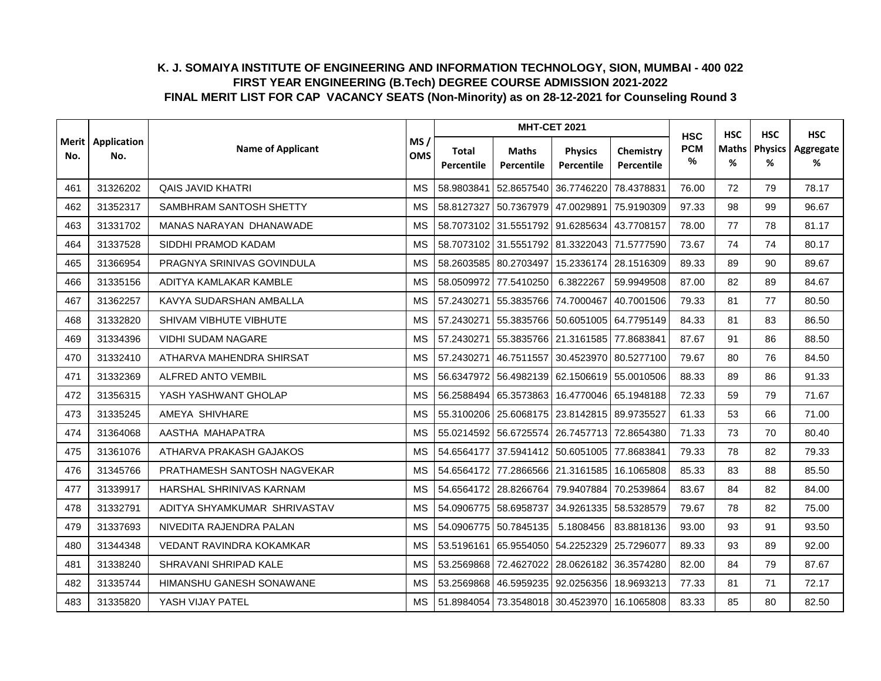# K. J. SOMAIYA INSTITUTE OF ENGINEERING AND INFORMATION TECHNOLOGY, SION, MUMBAI - 400 022

## FIRST YEAR ENGINEERING (B.Tech) DEGREE COURSE ADMISSION 2021-2022

## FINAL MERIT LIST FOR CAP VACANCY SEATS (Non-Minority) as on 28-12-2021 for Counseling Round 3

| Merit No. | Application No. | Name of Applicant | MS / OMS | MHT-CET 2021 | | | | HSC PCM % | HSC Maths % | HSC Physics % | HSC Aggregate % |
|---|---|---|---|---|---|---|---|---|---|---|---|
| | | | | Total Percentile | Maths Percentile | Physics Percentile | Chemistry Percentile | | | | |
| 461 | 31326202 | QAIS JAVID KHATRI | MS | 58.9803841 | 52.8657540 | 36.7746220 | 78.4378831 | 76.00 | 72 | 79 | 78.17 |
| 462 | 31352317 | SAMBHRAM SANTOSH SHETTY | MS | 58.8127327 | 50.7367979 | 47.0029891 | 75.9190309 | 97.33 | 98 | 99 | 96.67 |
| 463 | 31331702 | MANAS NARAYAN DHANAWADE | MS | 58.7073102 | 31.5551792 | 91.6285634 | 43.7708157 | 78.00 | 77 | 78 | 81.17 |
| 464 | 31337528 | SIDDHI PRAMOD KADAM | MS | 58.7073102 | 31.5551792 | 81.3322043 | 71.5777590 | 73.67 | 74 | 74 | 80.17 |
| 465 | 31366954 | PRAGNYA SRINIVAS GOVINDULA | MS | 58.2603585 | 80.2703497 | 15.2336174 | 28.1516309 | 89.33 | 89 | 90 | 89.67 |
| 466 | 31335156 | ADITYA KAMLAKAR KAMBLE | MS | 58.0509972 | 77.5410250 | 6.3822267 | 59.9949508 | 87.00 | 82 | 89 | 84.67 |
| 467 | 31362257 | KAVYA SUDARSHAN AMBALLA | MS | 57.2430271 | 55.3835766 | 74.7000467 | 40.7001506 | 79.33 | 81 | 77 | 80.50 |
| 468 | 31332820 | SHIVAM VIBHUTE VIBHUTE | MS | 57.2430271 | 55.3835766 | 50.6051005 | 64.7795149 | 84.33 | 81 | 83 | 86.50 |
| 469 | 31334396 | VIDHI SUDAM NAGARE | MS | 57.2430271 | 55.3835766 | 21.3161585 | 77.8683841 | 87.67 | 91 | 86 | 88.50 |
| 470 | 31332410 | ATHARVA MAHENDRA SHIRSAT | MS | 57.2430271 | 46.7511557 | 30.4523970 | 80.5277100 | 79.67 | 80 | 76 | 84.50 |
| 471 | 31332369 | ALFRED ANTO VEMBIL | MS | 56.6347972 | 56.4982139 | 62.1506619 | 55.0010506 | 88.33 | 89 | 86 | 91.33 |
| 472 | 31356315 | YASH YASHWANT GHOLAP | MS | 56.2588494 | 65.3573863 | 16.4770046 | 65.1948188 | 72.33 | 59 | 79 | 71.67 |
| 473 | 31335245 | AMEYA SHIVHARE | MS | 55.3100206 | 25.6068175 | 23.8142815 | 89.9735527 | 61.33 | 53 | 66 | 71.00 |
| 474 | 31364068 | AASTHA MAHAPATRA | MS | 55.0214592 | 56.6725574 | 26.7457713 | 72.8654380 | 71.33 | 73 | 70 | 80.40 |
| 475 | 31361076 | ATHARVA PRAKASH GAJAKOS | MS | 54.6564177 | 37.5941412 | 50.6051005 | 77.8683841 | 79.33 | 78 | 82 | 79.33 |
| 476 | 31345766 | PRATHAMESH SANTOSH NAGVEKAR | MS | 54.6564172 | 77.2866566 | 21.3161585 | 16.1065808 | 85.33 | 83 | 88 | 85.50 |
| 477 | 31339917 | HARSHAL SHRINIVAS KARNAM | MS | 54.6564172 | 28.8266764 | 79.9407884 | 70.2539864 | 83.67 | 84 | 82 | 84.00 |
| 478 | 31332791 | ADITYA SHYAMKUMAR SHRIVASTAV | MS | 54.0906775 | 58.6958737 | 34.9261335 | 58.5328579 | 79.67 | 78 | 82 | 75.00 |
| 479 | 31337693 | NIVEDITA RAJENDRA PALAN | MS | 54.0906775 | 50.7845135 | 5.1808456 | 83.8818136 | 93.00 | 93 | 91 | 93.50 |
| 480 | 31344348 | VEDANT RAVINDRA KOKAMKAR | MS | 53.5196161 | 65.9554050 | 54.2252329 | 25.7296077 | 89.33 | 93 | 89 | 92.00 |
| 481 | 31338240 | SHRAVANI SHRIPAD KALE | MS | 53.2569868 | 72.4627022 | 28.0626182 | 36.3574280 | 82.00 | 84 | 79 | 87.67 |
| 482 | 31335744 | HIMANSHU GANESH SONAWANE | MS | 53.2569868 | 46.5959235 | 92.0256356 | 18.9693213 | 77.33 | 81 | 71 | 72.17 |
| 483 | 31335820 | YASH VIJAY PATEL | MS | 51.8984054 | 73.3548018 | 30.4523970 | 16.1065808 | 83.33 | 85 | 80 | 82.50 |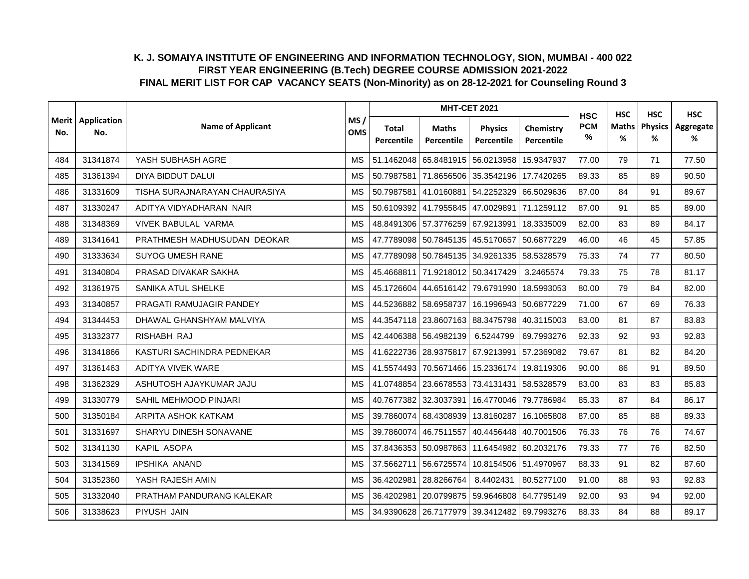**K. J. SOMAIYA INSTITUTE OF ENGINEERING AND INFORMATION TECHNOLOGY, SION, MUMBAI - 400 022**
**FIRST YEAR ENGINEERING (B.Tech) DEGREE COURSE ADMISSION 2021-2022**
**FINAL MERIT LIST FOR CAP VACANCY SEATS (Non-Minority) as on 28-12-2021 for Counseling Round 3**

| Merit No. | Application No. | Name of Applicant | MS / OMS | MHT-CET 2021 | | | | HSC PCM % | HSC Maths % | HSC Physics % | HSC Aggregate % |
|---|---|---|---|---|---|---|---|---|---|---|---|
| | | | | Total Percentile | Maths Percentile | Physics Percentile | Chemistry Percentile | | | | |
| 484 | 31341874 | YASH SUBHASH AGRE | MS | 51.1462048 | 65.8481915 | 56.0213958 | 15.9347937 | 77.00 | 79 | 71 | 77.50 |
| 485 | 31361394 | DIYA BIDDUT DALUI | MS | 50.7987581 | 71.8656506 | 35.3542196 | 17.7420265 | 89.33 | 85 | 89 | 90.50 |
| 486 | 31331609 | TISHA SURAJNARAYAN CHAURASIYA | MS | 50.7987581 | 41.0160881 | 54.2252329 | 66.5029636 | 87.00 | 84 | 91 | 89.67 |
| 487 | 31330247 | ADITYA VIDYADHARAN NAIR | MS | 50.6109392 | 41.7955845 | 47.0029891 | 71.1259112 | 87.00 | 91 | 85 | 89.00 |
| 488 | 31348369 | VIVEK BABULAL VARMA | MS | 48.8491306 | 57.3776259 | 67.9213991 | 18.3335009 | 82.00 | 83 | 89 | 84.17 |
| 489 | 31341641 | PRATHMESH MADHUSUDAN DEOKAR | MS | 47.7789098 | 50.7845135 | 45.5170657 | 50.6877229 | 46.00 | 46 | 45 | 57.85 |
| 490 | 31333634 | SUYOG UMESH RANE | MS | 47.7789098 | 50.7845135 | 34.9261335 | 58.5328579 | 75.33 | 74 | 77 | 80.50 |
| 491 | 31340804 | PRASAD DIVAKAR SAKHA | MS | 45.4668811 | 71.9218012 | 50.3417429 | 3.2465574 | 79.33 | 75 | 78 | 81.17 |
| 492 | 31361975 | SANIKA ATUL SHELKE | MS | 45.1726604 | 44.6516142 | 79.6791990 | 18.5993053 | 80.00 | 79 | 84 | 82.00 |
| 493 | 31340857 | PRAGATI RAMUJAGIR PANDEY | MS | 44.5236882 | 58.6958737 | 16.1996943 | 50.6877229 | 71.00 | 67 | 69 | 76.33 |
| 494 | 31344453 | DHAWAL GHANSHYAM MALVIYA | MS | 44.3547118 | 23.8607163 | 88.3475798 | 40.3115003 | 83.00 | 81 | 87 | 83.83 |
| 495 | 31332377 | RISHABH RAJ | MS | 42.4406388 | 56.4982139 | 6.5244799 | 69.7993276 | 92.33 | 92 | 93 | 92.83 |
| 496 | 31341866 | KASTURI SACHINDRA PEDNEKAR | MS | 41.6222736 | 28.9375817 | 67.9213991 | 57.2369082 | 79.67 | 81 | 82 | 84.20 |
| 497 | 31361463 | ADITYA VIVEK WARE | MS | 41.5574493 | 70.5671466 | 15.2336174 | 19.8119306 | 90.00 | 86 | 91 | 89.50 |
| 498 | 31362329 | ASHUTOSH AJAYKUMAR JAJU | MS | 41.0748854 | 23.6678553 | 73.4131431 | 58.5328579 | 83.00 | 83 | 83 | 85.83 |
| 499 | 31330779 | SAHIL MEHMOOD PINJARI | MS | 40.7677382 | 32.3037391 | 16.4770046 | 79.7786984 | 85.33 | 87 | 84 | 86.17 |
| 500 | 31350184 | ARPITA ASHOK KATKAM | MS | 39.7860074 | 68.4308939 | 13.8160287 | 16.1065808 | 87.00 | 85 | 88 | 89.33 |
| 501 | 31331697 | SHARYU DINESH SONAVANE | MS | 39.7860074 | 46.7511557 | 40.4456448 | 40.7001506 | 76.33 | 76 | 76 | 74.67 |
| 502 | 31341130 | KAPIL ASOPA | MS | 37.8436353 | 50.0987863 | 11.6454982 | 60.2032176 | 79.33 | 77 | 76 | 82.50 |
| 503 | 31341569 | IPSHIKA ANAND | MS | 37.5662711 | 56.6725574 | 10.8154506 | 51.4970967 | 88.33 | 91 | 82 | 87.60 |
| 504 | 31352360 | YASH RAJESH AMIN | MS | 36.4202981 | 28.8266764 | 8.4402431 | 80.5277100 | 91.00 | 88 | 93 | 92.83 |
| 505 | 31332040 | PRATHAM PANDURANG KALEKAR | MS | 36.4202981 | 20.0799875 | 59.9646808 | 64.7795149 | 92.00 | 93 | 94 | 92.00 |
| 506 | 31338623 | PIYUSH JAIN | MS | 34.9390628 | 26.7177979 | 39.3412482 | 69.7993276 | 88.33 | 84 | 88 | 89.17 |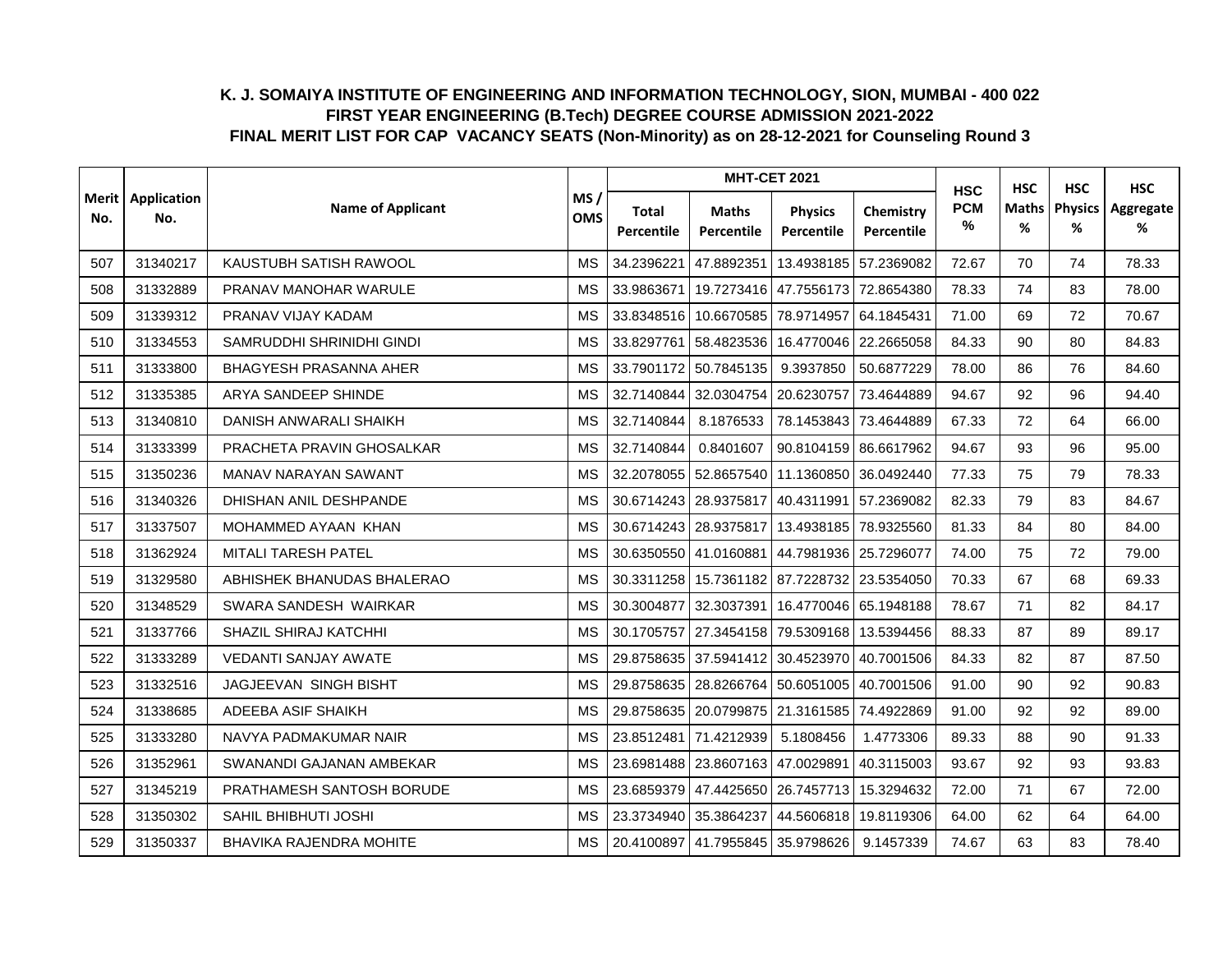## K. J. SOMAIYA INSTITUTE OF ENGINEERING AND INFORMATION TECHNOLOGY, SION, MUMBAI - 400 022
## FIRST YEAR ENGINEERING (B.Tech) DEGREE COURSE ADMISSION 2021-2022
## FINAL MERIT LIST FOR CAP VACANCY SEATS (Non-Minority) as on 28-12-2021 for Counseling Round 3

| Merit No. | Application No. | Name of Applicant | MS / OMS | MHT-CET 2021 | | | | HSC PCM % | HSC Maths % | HSC Physics % | HSC Aggregate % |
|---|---|---|---|---|---|---|---|---|---|---|---|
| | | | | Total Percentile | Maths Percentile | Physics Percentile | Chemistry Percentile | | | | |
| 507 | 31340217 | KAUSTUBH SATISH RAWOOL | MS | 34.2396221 | 47.8892351 | 13.4938185 | 57.2369082 | 72.67 | 70 | 74 | 78.33 |
| 508 | 31332889 | PRANAV MANOHAR WARULE | MS | 33.9863671 | 19.7273416 | 47.7556173 | 72.8654380 | 78.33 | 74 | 83 | 78.00 |
| 509 | 31339312 | PRANAV VIJAY KADAM | MS | 33.8348516 | 10.6670585 | 78.9714957 | 64.1845431 | 71.00 | 69 | 72 | 70.67 |
| 510 | 31334553 | SAMRUDDHI SHRINIDHI GINDI | MS | 33.8297761 | 58.4823536 | 16.4770046 | 22.2665058 | 84.33 | 90 | 80 | 84.83 |
| 511 | 31333800 | BHAGYESH PRASANNA AHER | MS | 33.7901172 | 50.7845135 | 9.3937850 | 50.6877229 | 78.00 | 86 | 76 | 84.60 |
| 512 | 31335385 | ARYA SANDEEP SHINDE | MS | 32.7140844 | 32.0304754 | 20.6230757 | 73.4644889 | 94.67 | 92 | 96 | 94.40 |
| 513 | 31340810 | DANISH ANWARALI SHAIKH | MS | 32.7140844 | 8.1876533 | 78.1453843 | 73.4644889 | 67.33 | 72 | 64 | 66.00 |
| 514 | 31333399 | PRACHETA PRAVIN GHOSALKAR | MS | 32.7140844 | 0.8401607 | 90.8104159 | 86.6617962 | 94.67 | 93 | 96 | 95.00 |
| 515 | 31350236 | MANAV NARAYAN SAWANT | MS | 32.2078055 | 52.8657540 | 11.1360850 | 36.0492440 | 77.33 | 75 | 79 | 78.33 |
| 516 | 31340326 | DHISHAN ANIL DESHPANDE | MS | 30.6714243 | 28.9375817 | 40.4311991 | 57.2369082 | 82.33 | 79 | 83 | 84.67 |
| 517 | 31337507 | MOHAMMED AYAAN KHAN | MS | 30.6714243 | 28.9375817 | 13.4938185 | 78.9325560 | 81.33 | 84 | 80 | 84.00 |
| 518 | 31362924 | MITALI TARESH PATEL | MS | 30.6350550 | 41.0160881 | 44.7981936 | 25.7296077 | 74.00 | 75 | 72 | 79.00 |
| 519 | 31329580 | ABHISHEK BHANUDAS BHALERAO | MS | 30.3311258 | 15.7361182 | 87.7228732 | 23.5354050 | 70.33 | 67 | 68 | 69.33 |
| 520 | 31348529 | SWARA SANDESH WAIRKAR | MS | 30.3004877 | 32.3037391 | 16.4770046 | 65.1948188 | 78.67 | 71 | 82 | 84.17 |
| 521 | 31337766 | SHAZIL SHIRAJ KATCHHI | MS | 30.1705757 | 27.3454158 | 79.5309168 | 13.5394456 | 88.33 | 87 | 89 | 89.17 |
| 522 | 31333289 | VEDANTI SANJAY AWATE | MS | 29.8758635 | 37.5941412 | 30.4523970 | 40.7001506 | 84.33 | 82 | 87 | 87.50 |
| 523 | 31332516 | JAGJEEVAN SINGH BISHT | MS | 29.8758635 | 28.8266764 | 50.6051005 | 40.7001506 | 91.00 | 90 | 92 | 90.83 |
| 524 | 31338685 | ADEEBA ASIF SHAIKH | MS | 29.8758635 | 20.0799875 | 21.3161585 | 74.4922869 | 91.00 | 92 | 92 | 89.00 |
| 525 | 31333280 | NAVYA PADMAKUMAR NAIR | MS | 23.8512481 | 71.4212939 | 5.1808456 | 1.4773306 | 89.33 | 88 | 90 | 91.33 |
| 526 | 31352961 | SWANANDI GAJANAN AMBEKAR | MS | 23.6981488 | 23.8607163 | 47.0029891 | 40.3115003 | 93.67 | 92 | 93 | 93.83 |
| 527 | 31345219 | PRATHAMESH SANTOSH BORUDE | MS | 23.6859379 | 47.4425650 | 26.7457713 | 15.3294632 | 72.00 | 71 | 67 | 72.00 |
| 528 | 31350302 | SAHIL BHIBHUTI JOSHI | MS | 23.3734940 | 35.3864237 | 44.5606818 | 19.8119306 | 64.00 | 62 | 64 | 64.00 |
| 529 | 31350337 | BHAVIKA RAJENDRA MOHITE | MS | 20.4100897 | 41.7955845 | 35.9798626 | 9.1457339 | 74.67 | 63 | 83 | 78.40 |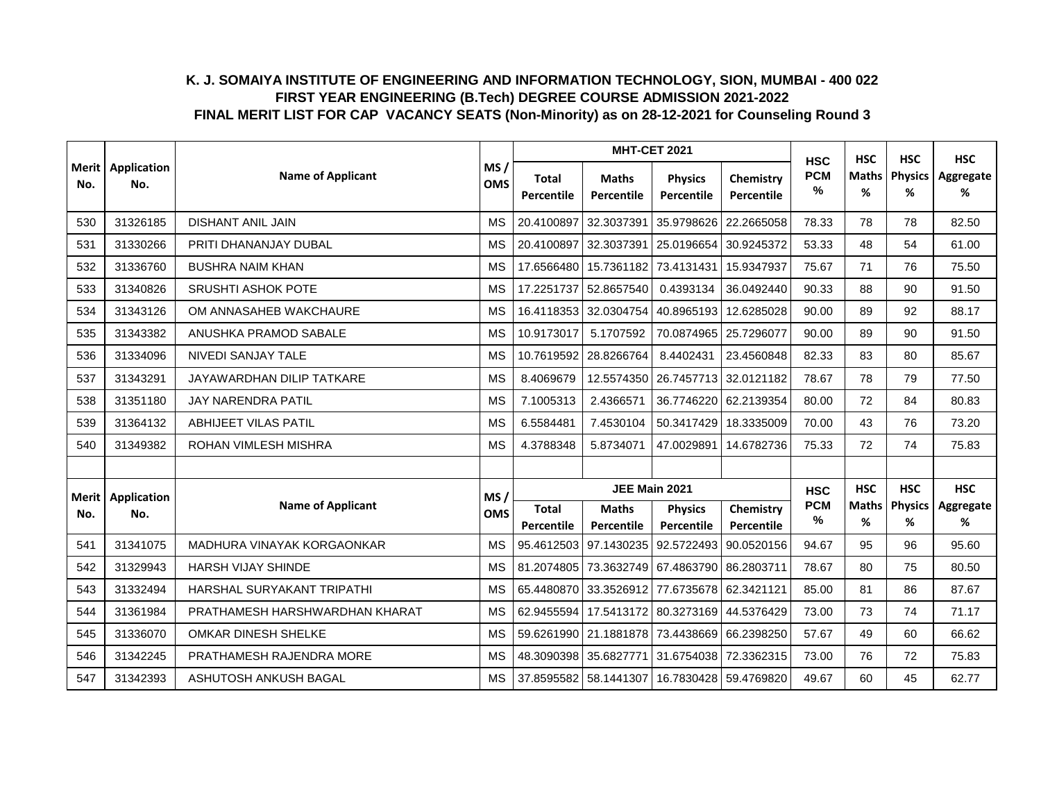**K. J. SOMAIYA INSTITUTE OF ENGINEERING AND INFORMATION TECHNOLOGY, SION, MUMBAI - 400 022**

**FIRST YEAR ENGINEERING (B.Tech) DEGREE COURSE ADMISSION 2021-2022**

**FINAL MERIT LIST FOR CAP VACANCY SEATS (Non-Minority) as on 28-12-2021 for Counseling Round 3**

| Merit No. | Application No. | Name of Applicant | MS / OMS | MHT-CET 2021 | | | | HSC PCM % | HSC Maths % | HSC Physics % | HSC Aggregate % |
|---|---|---|---|---|---|---|---|---|---|---|---|
| | | | | Total Percentile | Maths Percentile | Physics Percentile | Chemistry Percentile | | | | |
| 530 | 31326185 | DISHANT ANIL JAIN | MS | 20.4100897 | 32.3037391 | 35.9798626 | 22.2665058 | 78.33 | 78 | 78 | 82.50 |
| 531 | 31330266 | PRITI DHANANJAY DUBAL | MS | 20.4100897 | 32.3037391 | 25.0196654 | 30.9245372 | 53.33 | 48 | 54 | 61.00 |
| 532 | 31336760 | BUSHRA NAIM KHAN | MS | 17.6566480 | 15.7361182 | 73.4131431 | 15.9347937 | 75.67 | 71 | 76 | 75.50 |
| 533 | 31340826 | SRUSHTI ASHOK POTE | MS | 17.2251737 | 52.8657540 | 0.4393134 | 36.0492440 | 90.33 | 88 | 90 | 91.50 |
| 534 | 31343126 | OM ANNASAHEB WAKCHAURE | MS | 16.4118353 | 32.0304754 | 40.8965193 | 12.6285028 | 90.00 | 89 | 92 | 88.17 |
| 535 | 31343382 | ANUSHKA PRAMOD SABALE | MS | 10.9173017 | 5.1707592 | 70.0874965 | 25.7296077 | 90.00 | 89 | 90 | 91.50 |
| 536 | 31334096 | NIVEDI SANJAY TALE | MS | 10.7619592 | 28.8266764 | 8.4402431 | 23.4560848 | 82.33 | 83 | 80 | 85.67 |
| 537 | 31343291 | JAYAWARDHAN DILIP TATKARE | MS | 8.4069679 | 12.5574350 | 26.7457713 | 32.0121182 | 78.67 | 78 | 79 | 77.50 |
| 538 | 31351180 | JAY NARENDRA PATIL | MS | 7.1005313 | 2.4366571 | 36.7746220 | 62.2139354 | 80.00 | 72 | 84 | 80.83 |
| 539 | 31364132 | ABHIJEET VILAS PATIL | MS | 6.5584481 | 7.4530104 | 50.3417429 | 18.3335009 | 70.00 | 43 | 76 | 73.20 |
| 540 | 31349382 | ROHAN VIMLESH MISHRA | MS | 4.3788348 | 5.8734071 | 47.0029891 | 14.6782736 | 75.33 | 72 | 74 | 75.83 |
| | | | | | | | | | | | |
| Merit No. | Application No. | Name of Applicant | MS / OMS | JEE Main 2021 | | | | HSC PCM % | HSC Maths % | HSC Physics % | HSC Aggregate % |
| | | | | Total Percentile | Maths Percentile | Physics Percentile | Chemistry Percentile | | | | |
| 541 | 31341075 | MADHURA VINAYAK KORGAONKAR | MS | 95.4612503 | 97.1430235 | 92.5722493 | 90.0520156 | 94.67 | 95 | 96 | 95.60 |
| 542 | 31329943 | HARSH VIJAY SHINDE | MS | 81.2074805 | 73.3632749 | 67.4863790 | 86.2803711 | 78.67 | 80 | 75 | 80.50 |
| 543 | 31332494 | HARSHAL SURYAKANT TRIPATHI | MS | 65.4480870 | 33.3526912 | 77.6735678 | 62.3421121 | 85.00 | 81 | 86 | 87.67 |
| 544 | 31361984 | PRATHAMESH HARSHWARDHAN KHARAT | MS | 62.9455594 | 17.5413172 | 80.3273169 | 44.5376429 | 73.00 | 73 | 74 | 71.17 |
| 545 | 31336070 | OMKAR DINESH SHELKE | MS | 59.6261990 | 21.1881878 | 73.4438669 | 66.2398250 | 57.67 | 49 | 60 | 66.62 |
| 546 | 31342245 | PRATHAMESH RAJENDRA MORE | MS | 48.3090398 | 35.6827771 | 31.6754038 | 72.3362315 | 73.00 | 76 | 72 | 75.83 |
| 547 | 31342393 | ASHUTOSH ANKUSH BAGAL | MS | 37.8595582 | 58.1441307 | 16.7830428 | 59.4769820 | 49.67 | 60 | 45 | 62.77 |